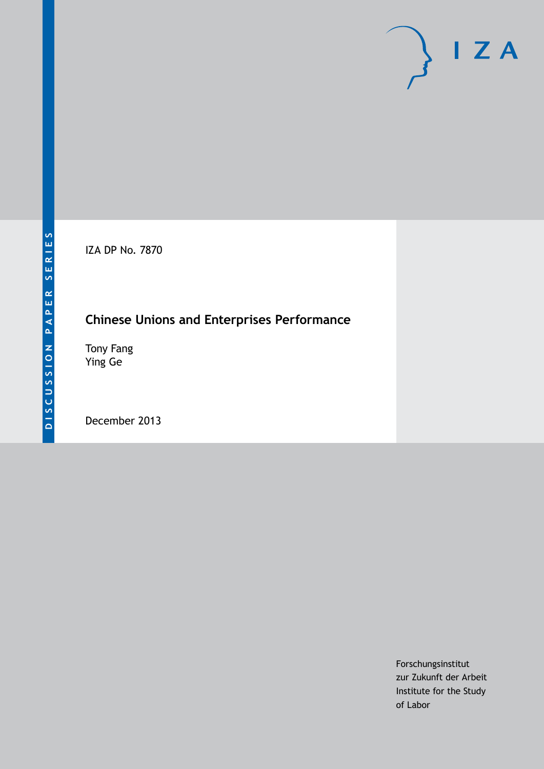DISCUSSION PAPER SERIES

IZA DP No. 7870

# Chinese Unions and Enterprises Performance

Tony Fang
Ying Ge

December 2013

Forschungsinstitut
zur Zukunft der Arbeit
Institute for the Study
of Labor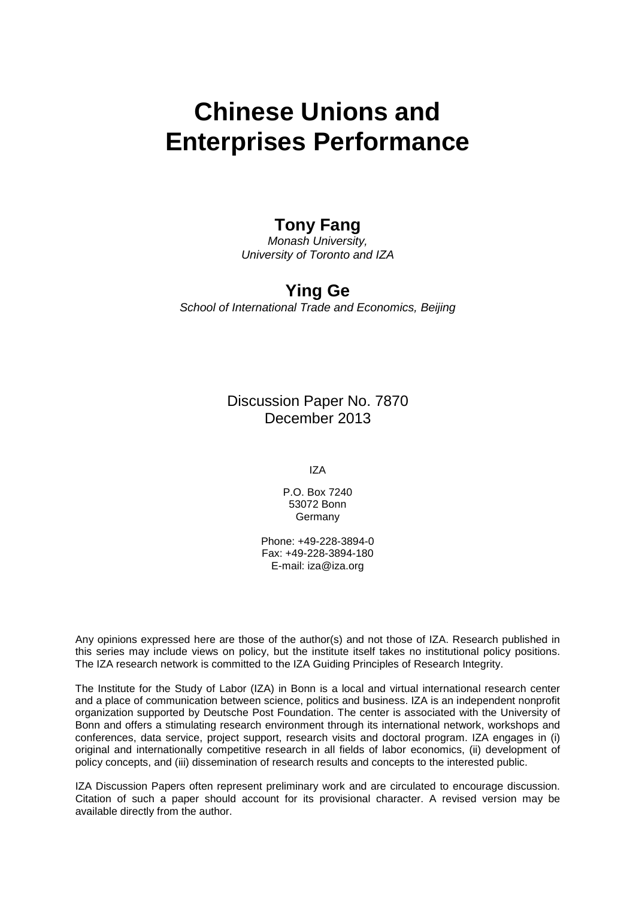# Chinese Unions and Enterprises Performance

**Tony Fang**

*Monash University,*
*University of Toronto and IZA*

**Ying Ge**

*School of International Trade and Economics, Beijing*

Discussion Paper No. 7870
December 2013

IZA

P.O. Box 7240
53072 Bonn
Germany

Phone: +49-228-3894-0
Fax: +49-228-3894-180
E-mail: iza@iza.org

Any opinions expressed here are those of the author(s) and not those of IZA. Research published in this series may include views on policy, but the institute itself takes no institutional policy positions. The IZA research network is committed to the IZA Guiding Principles of Research Integrity.

The Institute for the Study of Labor (IZA) in Bonn is a local and virtual international research center and a place of communication between science, politics and business. IZA is an independent nonprofit organization supported by Deutsche Post Foundation. The center is associated with the University of Bonn and offers a stimulating research environment through its international network, workshops and conferences, data service, project support, research visits and doctoral program. IZA engages in (i) original and internationally competitive research in all fields of labor economics, (ii) development of policy concepts, and (iii) dissemination of research results and concepts to the interested public.

IZA Discussion Papers often represent preliminary work and are circulated to encourage discussion. Citation of such a paper should account for its provisional character. A revised version may be available directly from the author.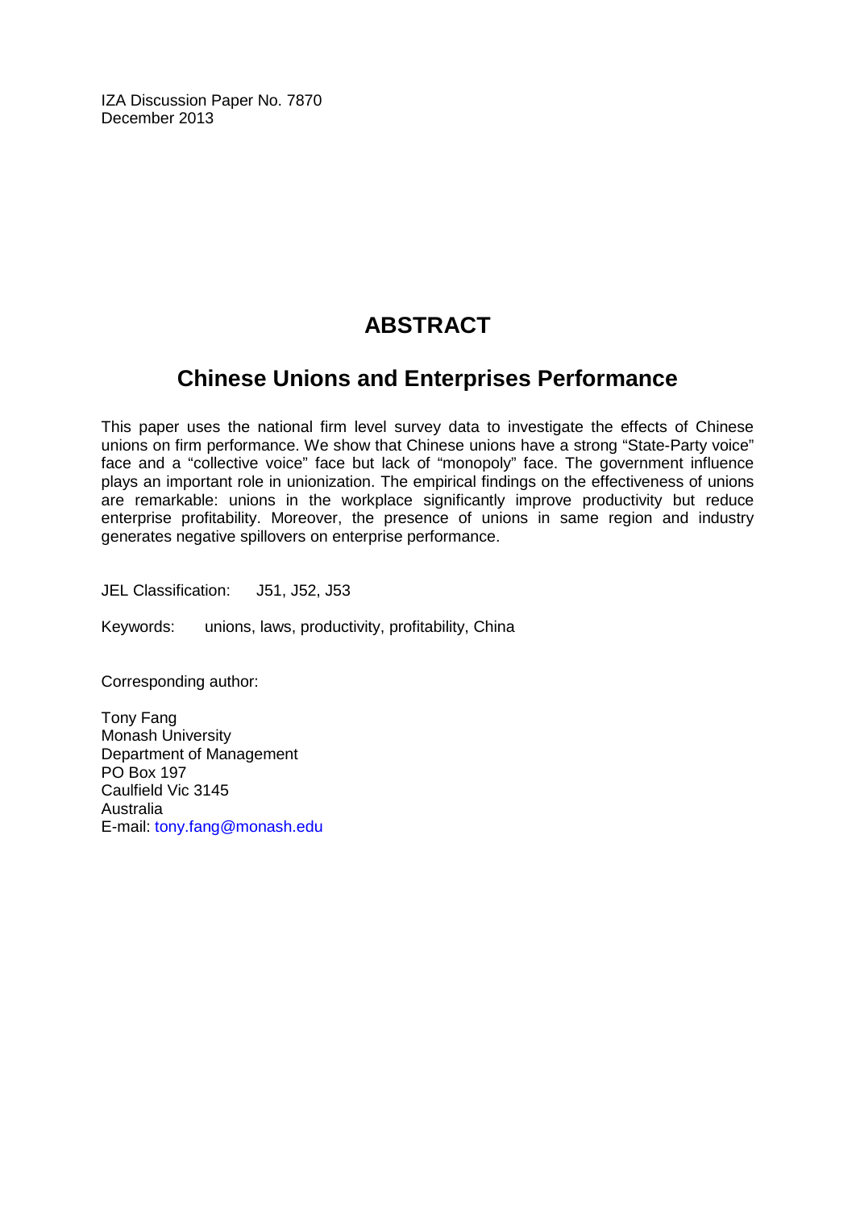IZA Discussion Paper No. 7870
December 2013

# ABSTRACT

## Chinese Unions and Enterprises Performance

This paper uses the national firm level survey data to investigate the effects of Chinese unions on firm performance. We show that Chinese unions have a strong "State-Party voice" face and a "collective voice" face but lack of "monopoly" face. The government influence plays an important role in unionization. The empirical findings on the effectiveness of unions are remarkable: unions in the workplace significantly improve productivity but reduce enterprise profitability. Moreover, the presence of unions in same region and industry generates negative spillovers on enterprise performance.

JEL Classification: J51, J52, J53

Keywords: unions, laws, productivity, profitability, China

Corresponding author:

Tony Fang
Monash University
Department of Management
PO Box 197
Caulfield Vic 3145
Australia
E-mail: tony.fang@monash.edu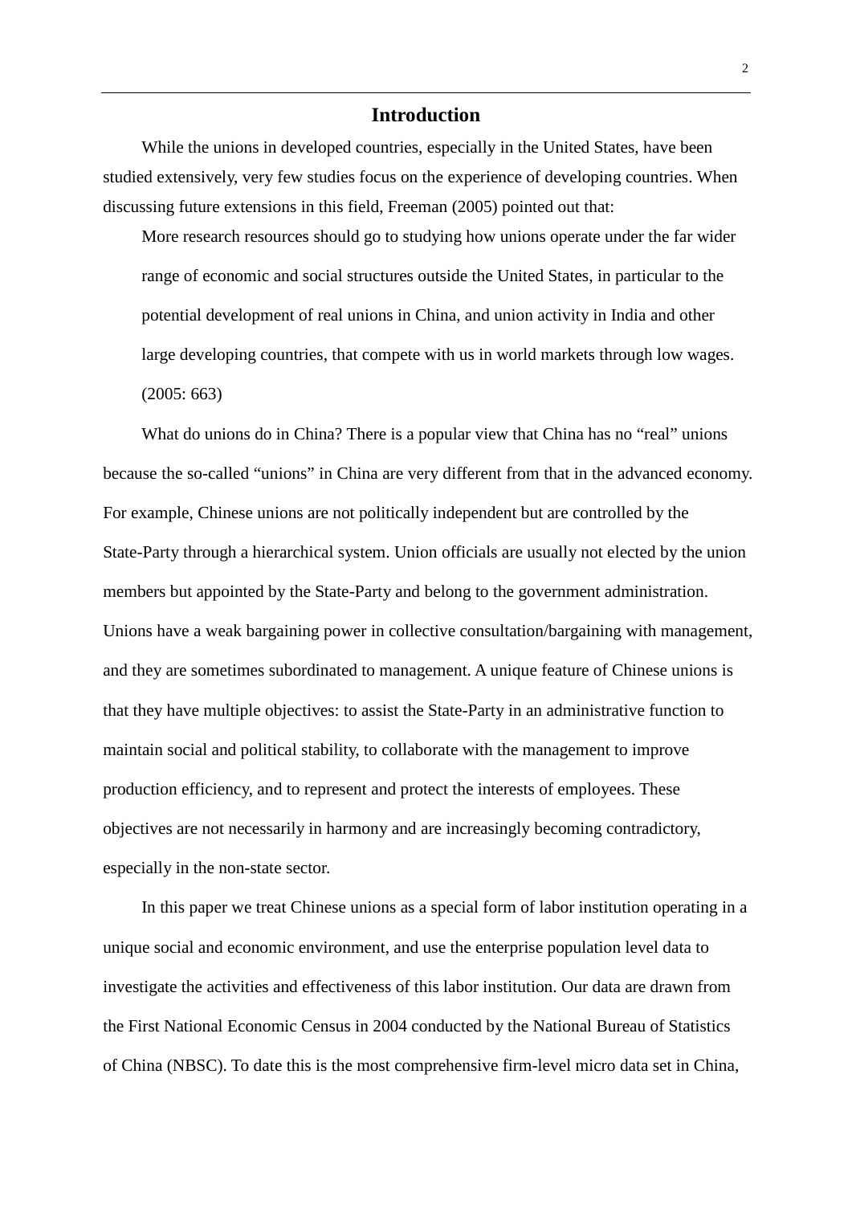## Introduction

While the unions in developed countries, especially in the United States, have been studied extensively, very few studies focus on the experience of developing countries. When discussing future extensions in this field, Freeman (2005) pointed out that:

> More research resources should go to studying how unions operate under the far wider range of economic and social structures outside the United States, in particular to the potential development of real unions in China, and union activity in India and other large developing countries, that compete with us in world markets through low wages. (2005: 663)

What do unions do in China? There is a popular view that China has no "real" unions because the so-called "unions" in China are very different from that in the advanced economy. For example, Chinese unions are not politically independent but are controlled by the State-Party through a hierarchical system. Union officials are usually not elected by the union members but appointed by the State-Party and belong to the government administration. Unions have a weak bargaining power in collective consultation/bargaining with management, and they are sometimes subordinated to management. A unique feature of Chinese unions is that they have multiple objectives: to assist the State-Party in an administrative function to maintain social and political stability, to collaborate with the management to improve production efficiency, and to represent and protect the interests of employees. These objectives are not necessarily in harmony and are increasingly becoming contradictory, especially in the non-state sector.

In this paper we treat Chinese unions as a special form of labor institution operating in a unique social and economic environment, and use the enterprise population level data to investigate the activities and effectiveness of this labor institution. Our data are drawn from the First National Economic Census in 2004 conducted by the National Bureau of Statistics of China (NBSC). To date this is the most comprehensive firm-level micro data set in China,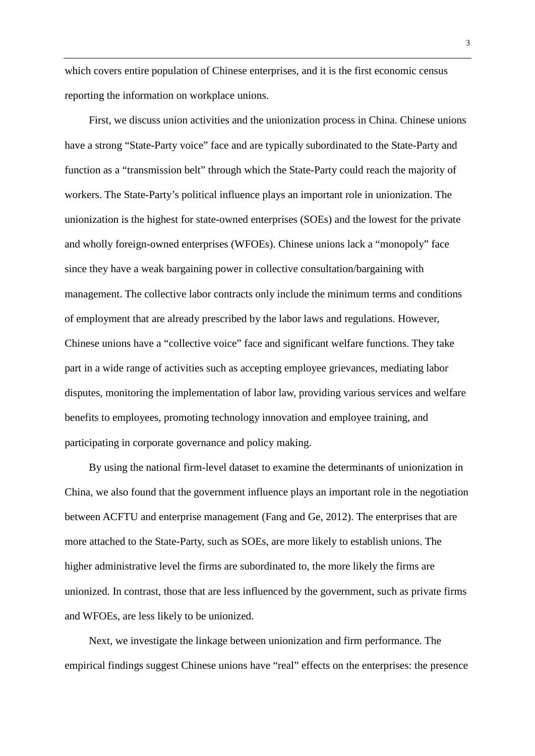which covers entire population of Chinese enterprises, and it is the first economic census reporting the information on workplace unions.

First, we discuss union activities and the unionization process in China. Chinese unions have a strong "State-Party voice" face and are typically subordinated to the State-Party and function as a "transmission belt" through which the State-Party could reach the majority of workers. The State-Party's political influence plays an important role in unionization. The unionization is the highest for state-owned enterprises (SOEs) and the lowest for the private and wholly foreign-owned enterprises (WFOEs). Chinese unions lack a "monopoly" face since they have a weak bargaining power in collective consultation/bargaining with management. The collective labor contracts only include the minimum terms and conditions of employment that are already prescribed by the labor laws and regulations. However, Chinese unions have a "collective voice" face and significant welfare functions. They take part in a wide range of activities such as accepting employee grievances, mediating labor disputes, monitoring the implementation of labor law, providing various services and welfare benefits to employees, promoting technology innovation and employee training, and participating in corporate governance and policy making.

By using the national firm-level dataset to examine the determinants of unionization in China, we also found that the government influence plays an important role in the negotiation between ACFTU and enterprise management (Fang and Ge, 2012). The enterprises that are more attached to the State-Party, such as SOEs, are more likely to establish unions. The higher administrative level the firms are subordinated to, the more likely the firms are unionized. In contrast, those that are less influenced by the government, such as private firms and WFOEs, are less likely to be unionized.

Next, we investigate the linkage between unionization and firm performance. The empirical findings suggest Chinese unions have "real" effects on the enterprises: the presence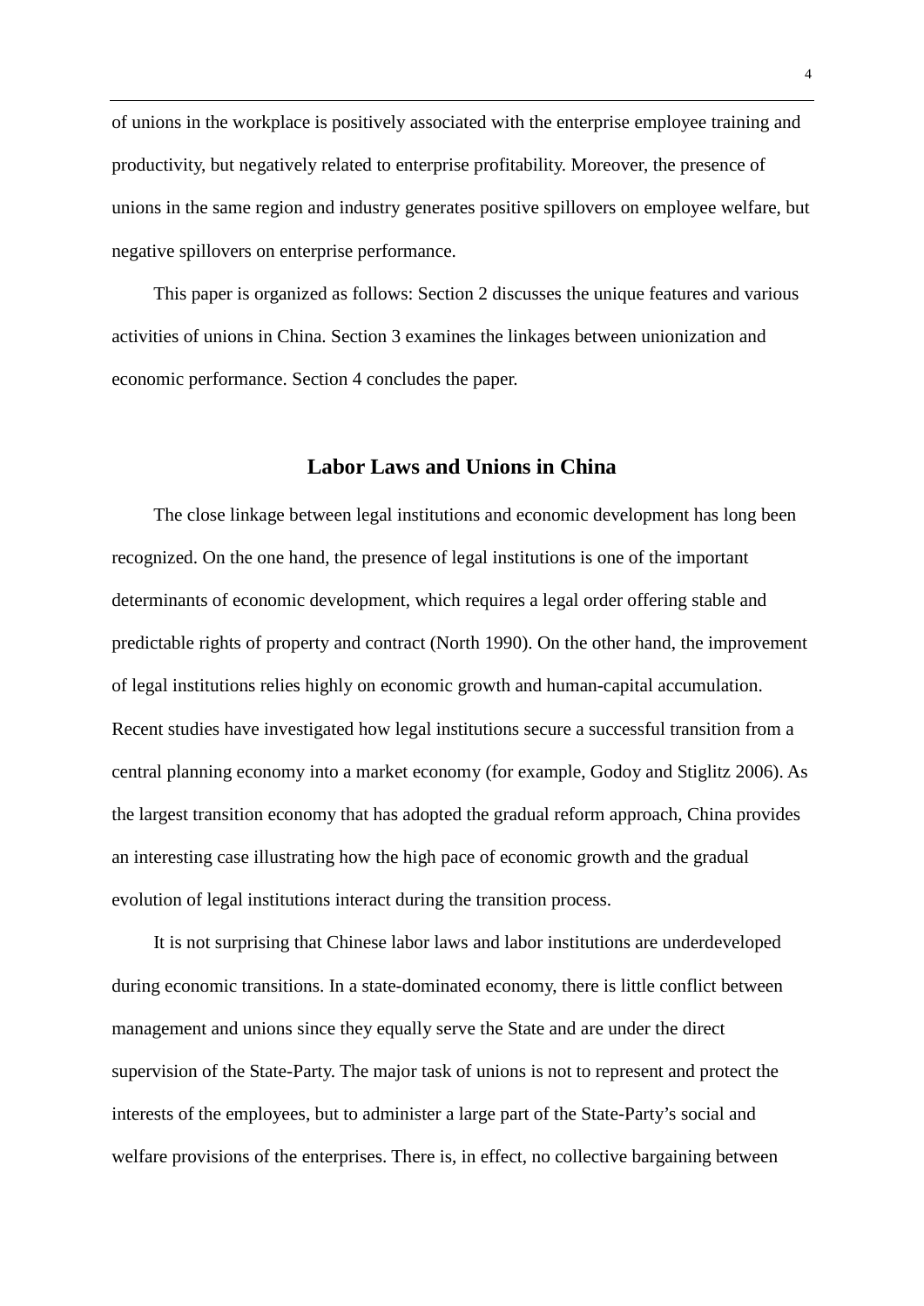of unions in the workplace is positively associated with the enterprise employee training and productivity, but negatively related to enterprise profitability. Moreover, the presence of unions in the same region and industry generates positive spillovers on employee welfare, but negative spillovers on enterprise performance.

This paper is organized as follows: Section 2 discusses the unique features and various activities of unions in China. Section 3 examines the linkages between unionization and economic performance. Section 4 concludes the paper.

## Labor Laws and Unions in China

The close linkage between legal institutions and economic development has long been recognized. On the one hand, the presence of legal institutions is one of the important determinants of economic development, which requires a legal order offering stable and predictable rights of property and contract (North 1990). On the other hand, the improvement of legal institutions relies highly on economic growth and human-capital accumulation. Recent studies have investigated how legal institutions secure a successful transition from a central planning economy into a market economy (for example, Godoy and Stiglitz 2006). As the largest transition economy that has adopted the gradual reform approach, China provides an interesting case illustrating how the high pace of economic growth and the gradual evolution of legal institutions interact during the transition process.

It is not surprising that Chinese labor laws and labor institutions are underdeveloped during economic transitions. In a state-dominated economy, there is little conflict between management and unions since they equally serve the State and are under the direct supervision of the State-Party. The major task of unions is not to represent and protect the interests of the employees, but to administer a large part of the State-Party's social and welfare provisions of the enterprises. There is, in effect, no collective bargaining between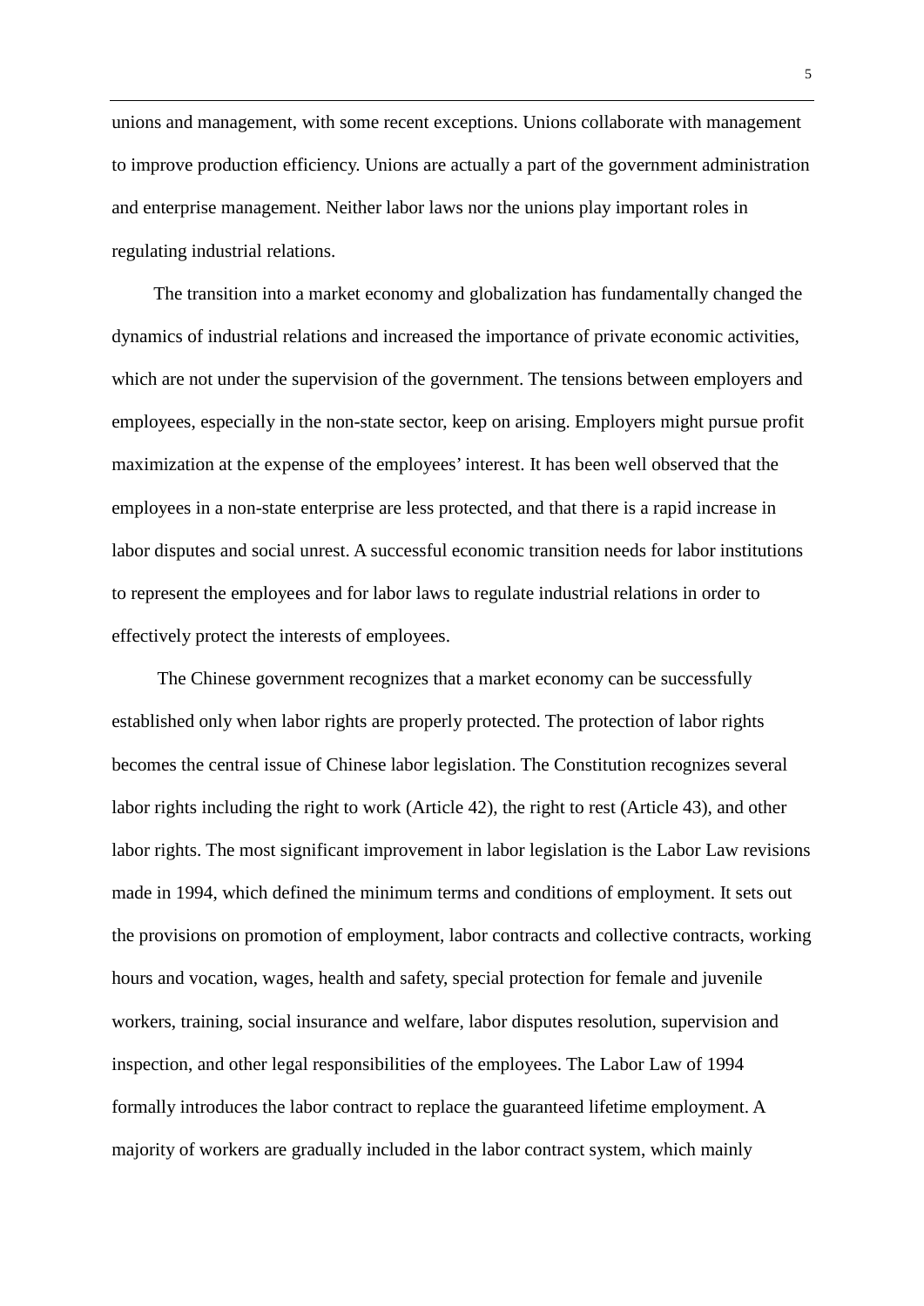unions and management, with some recent exceptions. Unions collaborate with management to improve production efficiency. Unions are actually a part of the government administration and enterprise management. Neither labor laws nor the unions play important roles in regulating industrial relations.

The transition into a market economy and globalization has fundamentally changed the dynamics of industrial relations and increased the importance of private economic activities, which are not under the supervision of the government. The tensions between employers and employees, especially in the non-state sector, keep on arising. Employers might pursue profit maximization at the expense of the employees' interest. It has been well observed that the employees in a non-state enterprise are less protected, and that there is a rapid increase in labor disputes and social unrest. A successful economic transition needs for labor institutions to represent the employees and for labor laws to regulate industrial relations in order to effectively protect the interests of employees.

The Chinese government recognizes that a market economy can be successfully established only when labor rights are properly protected. The protection of labor rights becomes the central issue of Chinese labor legislation. The Constitution recognizes several labor rights including the right to work (Article 42), the right to rest (Article 43), and other labor rights. The most significant improvement in labor legislation is the Labor Law revisions made in 1994, which defined the minimum terms and conditions of employment. It sets out the provisions on promotion of employment, labor contracts and collective contracts, working hours and vocation, wages, health and safety, special protection for female and juvenile workers, training, social insurance and welfare, labor disputes resolution, supervision and inspection, and other legal responsibilities of the employees. The Labor Law of 1994 formally introduces the labor contract to replace the guaranteed lifetime employment. A majority of workers are gradually included in the labor contract system, which mainly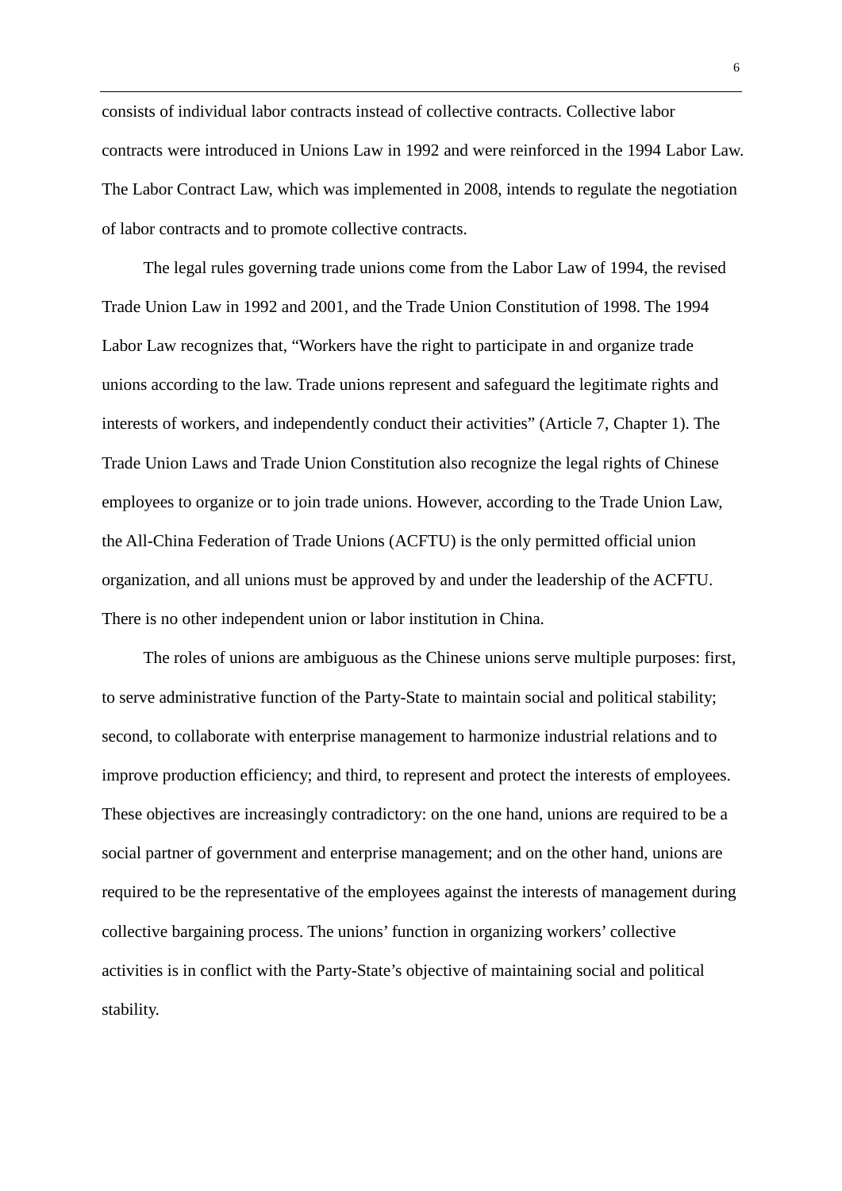consists of individual labor contracts instead of collective contracts. Collective labor contracts were introduced in Unions Law in 1992 and were reinforced in the 1994 Labor Law. The Labor Contract Law, which was implemented in 2008, intends to regulate the negotiation of labor contracts and to promote collective contracts.

The legal rules governing trade unions come from the Labor Law of 1994, the revised Trade Union Law in 1992 and 2001, and the Trade Union Constitution of 1998. The 1994 Labor Law recognizes that, "Workers have the right to participate in and organize trade unions according to the law. Trade unions represent and safeguard the legitimate rights and interests of workers, and independently conduct their activities" (Article 7, Chapter 1). The Trade Union Laws and Trade Union Constitution also recognize the legal rights of Chinese employees to organize or to join trade unions. However, according to the Trade Union Law, the All-China Federation of Trade Unions (ACFTU) is the only permitted official union organization, and all unions must be approved by and under the leadership of the ACFTU. There is no other independent union or labor institution in China.

The roles of unions are ambiguous as the Chinese unions serve multiple purposes: first, to serve administrative function of the Party-State to maintain social and political stability; second, to collaborate with enterprise management to harmonize industrial relations and to improve production efficiency; and third, to represent and protect the interests of employees. These objectives are increasingly contradictory: on the one hand, unions are required to be a social partner of government and enterprise management; and on the other hand, unions are required to be the representative of the employees against the interests of management during collective bargaining process. The unions' function in organizing workers' collective activities is in conflict with the Party-State's objective of maintaining social and political stability.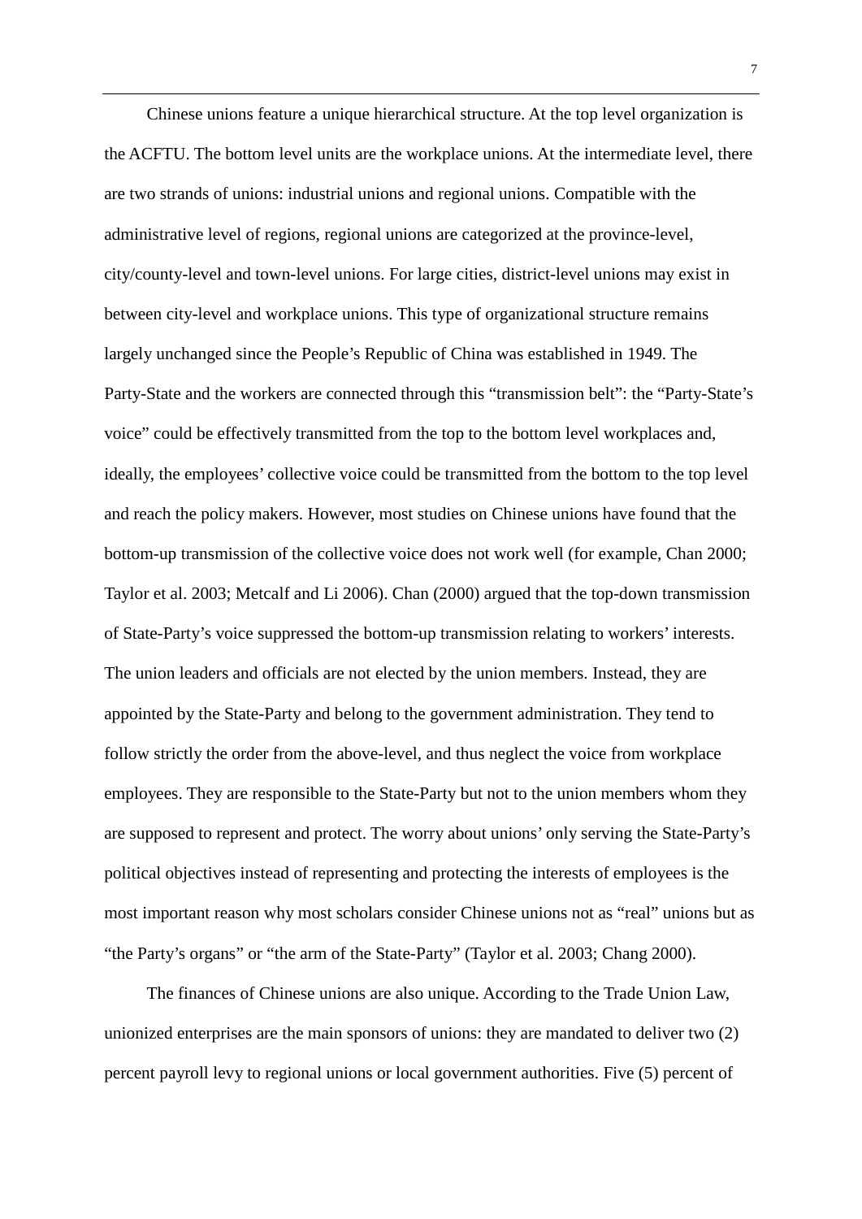Chinese unions feature a unique hierarchical structure. At the top level organization is the ACFTU. The bottom level units are the workplace unions. At the intermediate level, there are two strands of unions: industrial unions and regional unions. Compatible with the administrative level of regions, regional unions are categorized at the province-level, city/county-level and town-level unions. For large cities, district-level unions may exist in between city-level and workplace unions. This type of organizational structure remains largely unchanged since the People's Republic of China was established in 1949. The Party-State and the workers are connected through this "transmission belt": the "Party-State's voice" could be effectively transmitted from the top to the bottom level workplaces and, ideally, the employees' collective voice could be transmitted from the bottom to the top level and reach the policy makers. However, most studies on Chinese unions have found that the bottom-up transmission of the collective voice does not work well (for example, Chan 2000; Taylor et al. 2003; Metcalf and Li 2006). Chan (2000) argued that the top-down transmission of State-Party's voice suppressed the bottom-up transmission relating to workers' interests. The union leaders and officials are not elected by the union members. Instead, they are appointed by the State-Party and belong to the government administration. They tend to follow strictly the order from the above-level, and thus neglect the voice from workplace employees. They are responsible to the State-Party but not to the union members whom they are supposed to represent and protect. The worry about unions' only serving the State-Party's political objectives instead of representing and protecting the interests of employees is the most important reason why most scholars consider Chinese unions not as "real" unions but as "the Party's organs" or "the arm of the State-Party" (Taylor et al. 2003; Chang 2000).

The finances of Chinese unions are also unique. According to the Trade Union Law, unionized enterprises are the main sponsors of unions: they are mandated to deliver two (2) percent payroll levy to regional unions or local government authorities. Five (5) percent of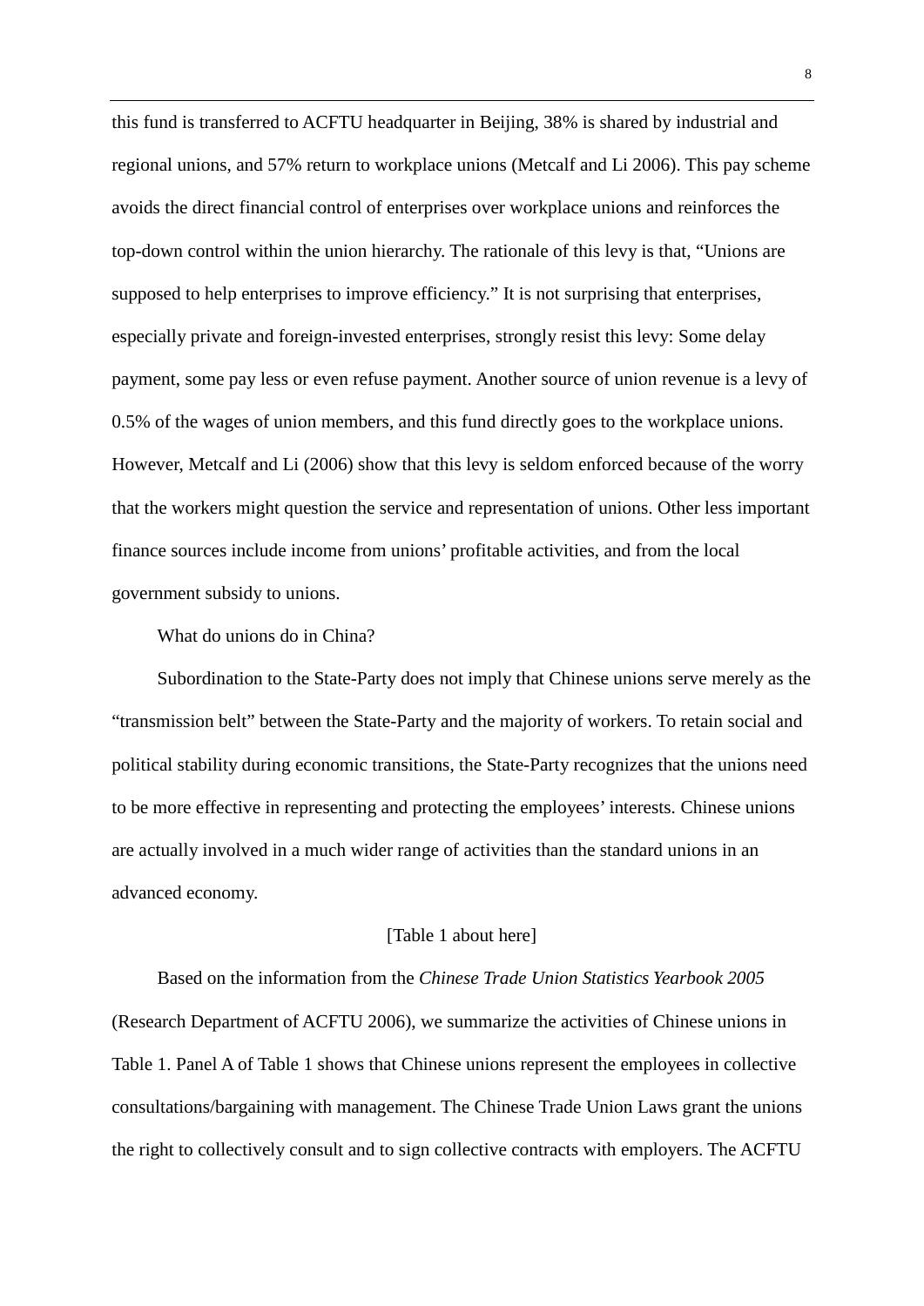this fund is transferred to ACFTU headquarter in Beijing, 38% is shared by industrial and regional unions, and 57% return to workplace unions (Metcalf and Li 2006). This pay scheme avoids the direct financial control of enterprises over workplace unions and reinforces the top-down control within the union hierarchy. The rationale of this levy is that, “Unions are supposed to help enterprises to improve efficiency.” It is not surprising that enterprises, especially private and foreign-invested enterprises, strongly resist this levy: Some delay payment, some pay less or even refuse payment. Another source of union revenue is a levy of 0.5% of the wages of union members, and this fund directly goes to the workplace unions. However, Metcalf and Li (2006) show that this levy is seldom enforced because of the worry that the workers might question the service and representation of unions. Other less important finance sources include income from unions’ profitable activities, and from the local government subsidy to unions.

What do unions do in China?

Subordination to the State-Party does not imply that Chinese unions serve merely as the “transmission belt” between the State-Party and the majority of workers. To retain social and political stability during economic transitions, the State-Party recognizes that the unions need to be more effective in representing and protecting the employees’ interests. Chinese unions are actually involved in a much wider range of activities than the standard unions in an advanced economy.

[Table 1 about here]

Based on the information from the *Chinese Trade Union Statistics Yearbook 2005* (Research Department of ACFTU 2006), we summarize the activities of Chinese unions in Table 1. Panel A of Table 1 shows that Chinese unions represent the employees in collective consultations/bargaining with management. The Chinese Trade Union Laws grant the unions the right to collectively consult and to sign collective contracts with employers. The ACFTU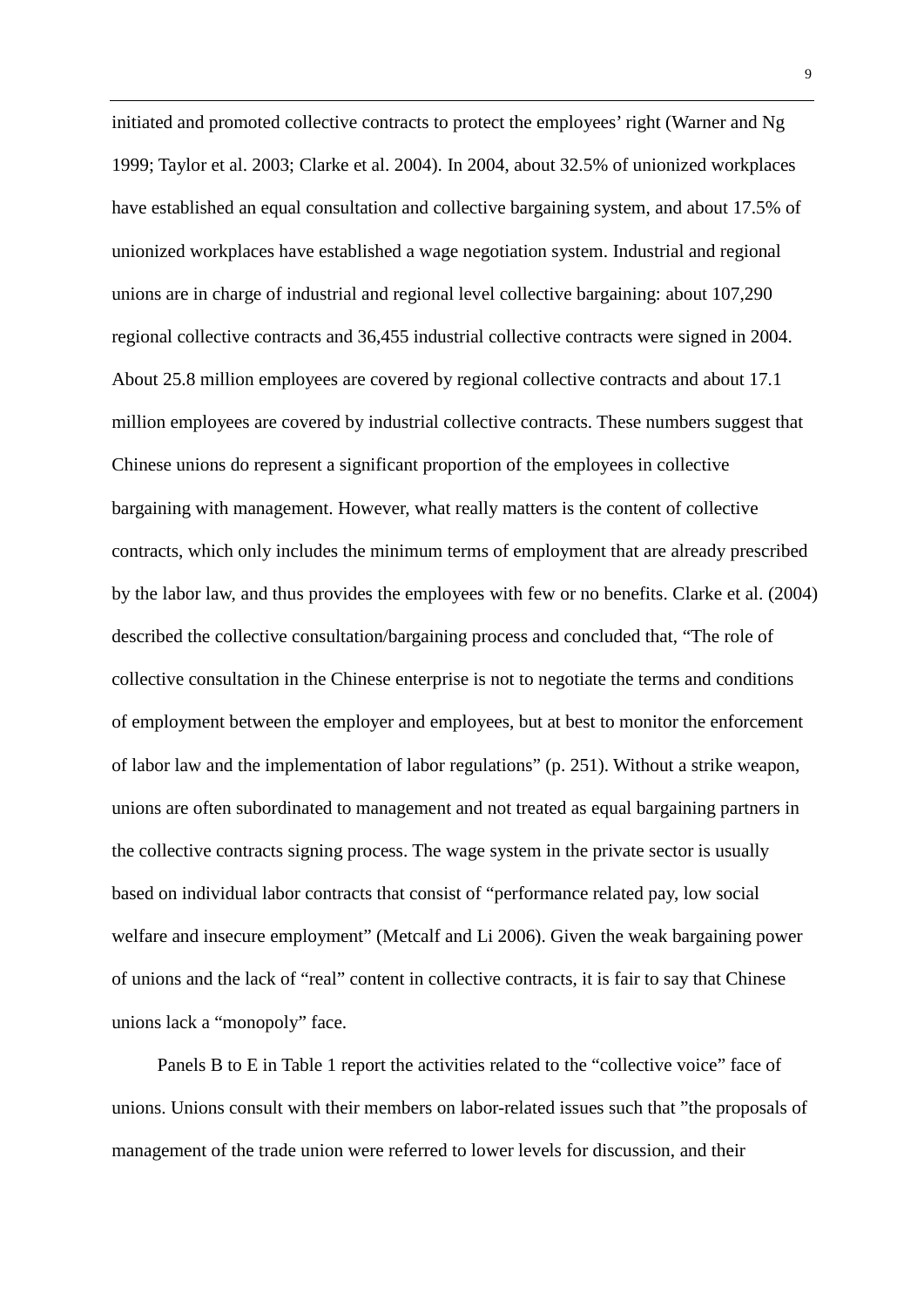initiated and promoted collective contracts to protect the employees' right (Warner and Ng 1999; Taylor et al. 2003; Clarke et al. 2004). In 2004, about 32.5% of unionized workplaces have established an equal consultation and collective bargaining system, and about 17.5% of unionized workplaces have established a wage negotiation system. Industrial and regional unions are in charge of industrial and regional level collective bargaining: about 107,290 regional collective contracts and 36,455 industrial collective contracts were signed in 2004. About 25.8 million employees are covered by regional collective contracts and about 17.1 million employees are covered by industrial collective contracts. These numbers suggest that Chinese unions do represent a significant proportion of the employees in collective bargaining with management. However, what really matters is the content of collective contracts, which only includes the minimum terms of employment that are already prescribed by the labor law, and thus provides the employees with few or no benefits. Clarke et al. (2004) described the collective consultation/bargaining process and concluded that, "The role of collective consultation in the Chinese enterprise is not to negotiate the terms and conditions of employment between the employer and employees, but at best to monitor the enforcement of labor law and the implementation of labor regulations" (p. 251). Without a strike weapon, unions are often subordinated to management and not treated as equal bargaining partners in the collective contracts signing process. The wage system in the private sector is usually based on individual labor contracts that consist of "performance related pay, low social welfare and insecure employment" (Metcalf and Li 2006). Given the weak bargaining power of unions and the lack of "real" content in collective contracts, it is fair to say that Chinese unions lack a "monopoly" face.

Panels B to E in Table 1 report the activities related to the "collective voice" face of unions. Unions consult with their members on labor-related issues such that "the proposals of management of the trade union were referred to lower levels for discussion, and their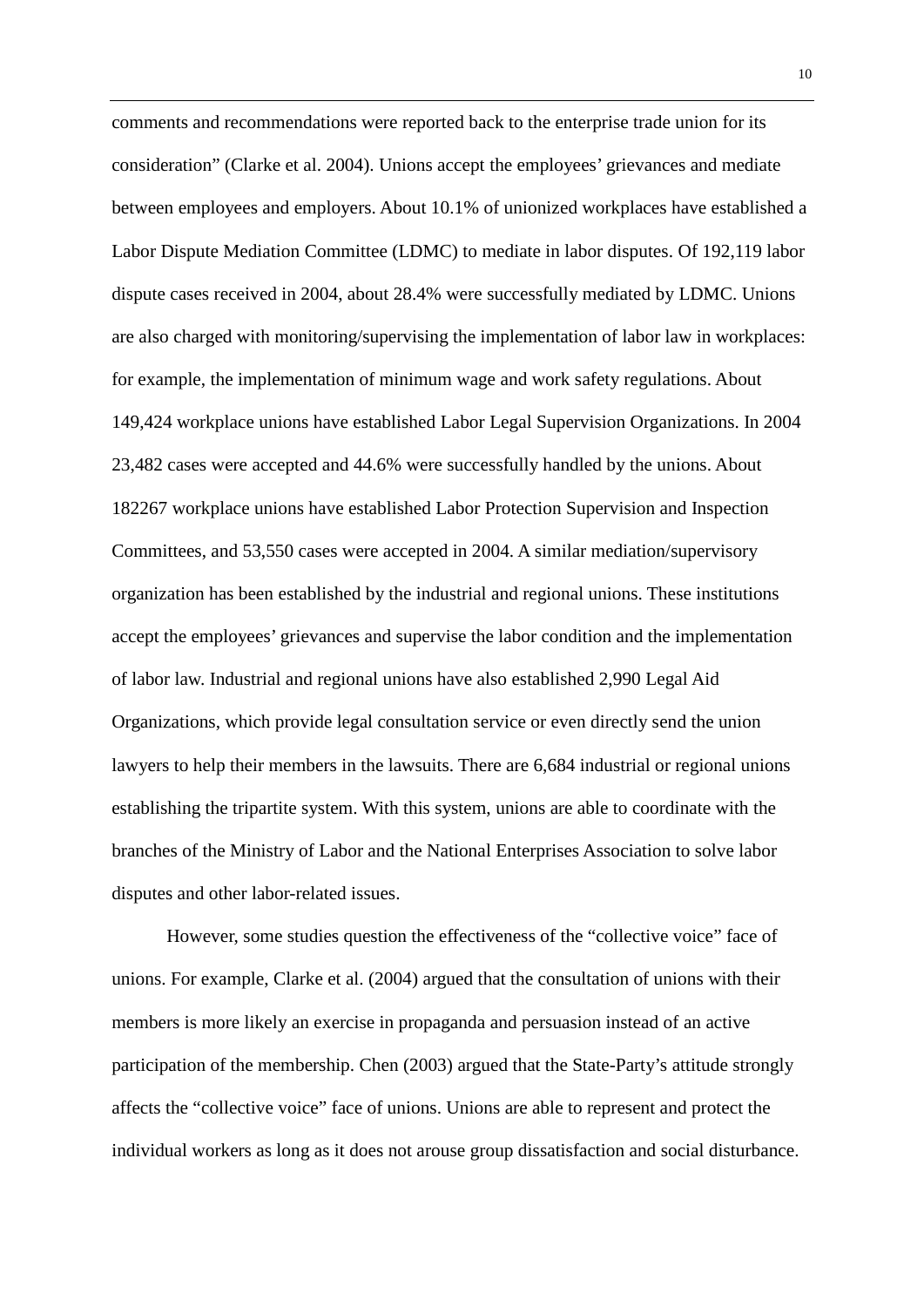comments and recommendations were reported back to the enterprise trade union for its consideration" (Clarke et al. 2004). Unions accept the employees' grievances and mediate between employees and employers. About 10.1% of unionized workplaces have established a Labor Dispute Mediation Committee (LDMC) to mediate in labor disputes. Of 192,119 labor dispute cases received in 2004, about 28.4% were successfully mediated by LDMC. Unions are also charged with monitoring/supervising the implementation of labor law in workplaces: for example, the implementation of minimum wage and work safety regulations. About 149,424 workplace unions have established Labor Legal Supervision Organizations. In 2004 23,482 cases were accepted and 44.6% were successfully handled by the unions. About 182267 workplace unions have established Labor Protection Supervision and Inspection Committees, and 53,550 cases were accepted in 2004. A similar mediation/supervisory organization has been established by the industrial and regional unions. These institutions accept the employees' grievances and supervise the labor condition and the implementation of labor law. Industrial and regional unions have also established 2,990 Legal Aid Organizations, which provide legal consultation service or even directly send the union lawyers to help their members in the lawsuits. There are 6,684 industrial or regional unions establishing the tripartite system. With this system, unions are able to coordinate with the branches of the Ministry of Labor and the National Enterprises Association to solve labor disputes and other labor-related issues.

However, some studies question the effectiveness of the "collective voice" face of unions. For example, Clarke et al. (2004) argued that the consultation of unions with their members is more likely an exercise in propaganda and persuasion instead of an active participation of the membership. Chen (2003) argued that the State-Party's attitude strongly affects the "collective voice" face of unions. Unions are able to represent and protect the individual workers as long as it does not arouse group dissatisfaction and social disturbance.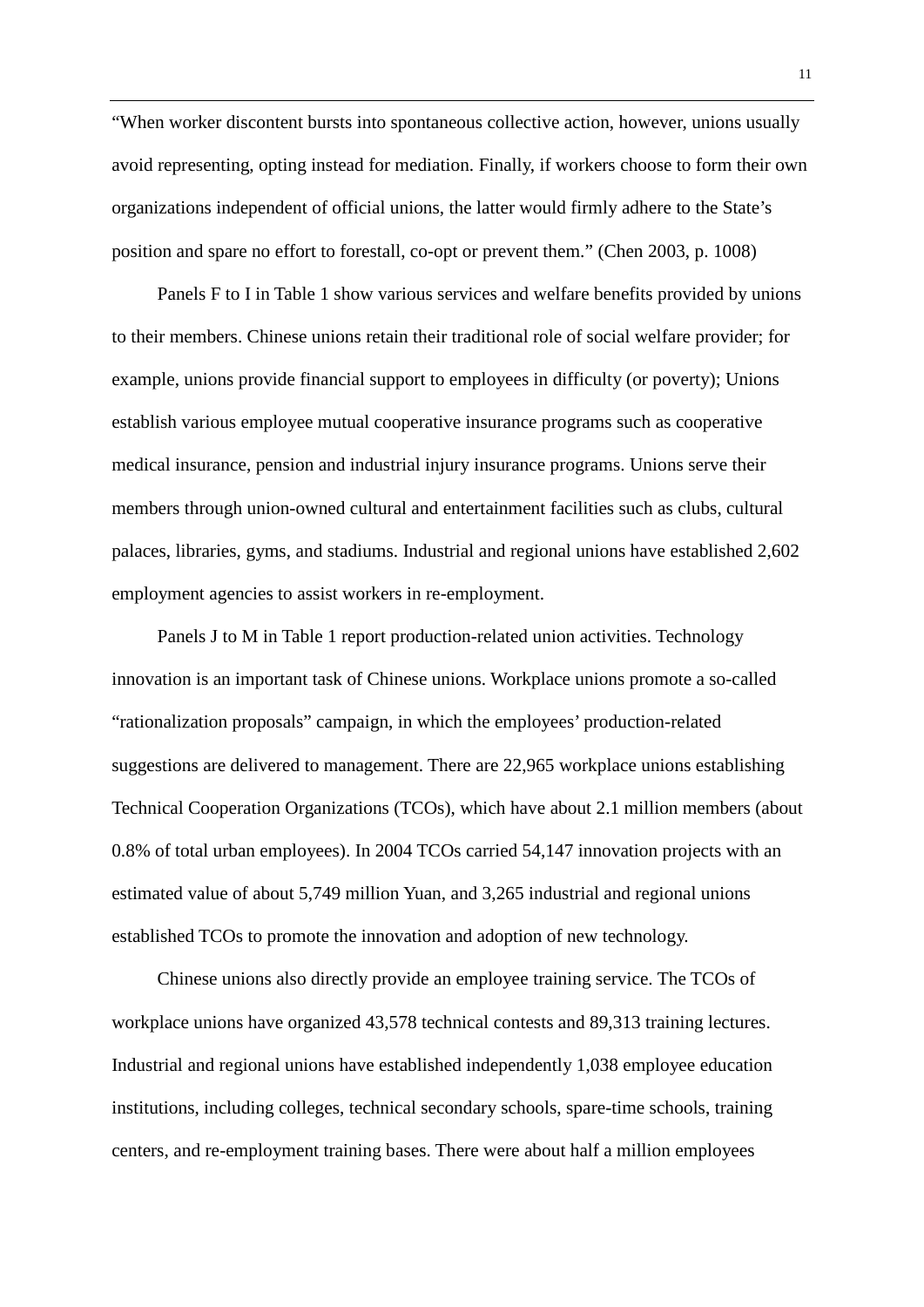"When worker discontent bursts into spontaneous collective action, however, unions usually avoid representing, opting instead for mediation. Finally, if workers choose to form their own organizations independent of official unions, the latter would firmly adhere to the State's position and spare no effort to forestall, co-opt or prevent them." (Chen 2003, p. 1008)

Panels F to I in Table 1 show various services and welfare benefits provided by unions to their members. Chinese unions retain their traditional role of social welfare provider; for example, unions provide financial support to employees in difficulty (or poverty); Unions establish various employee mutual cooperative insurance programs such as cooperative medical insurance, pension and industrial injury insurance programs. Unions serve their members through union-owned cultural and entertainment facilities such as clubs, cultural palaces, libraries, gyms, and stadiums. Industrial and regional unions have established 2,602 employment agencies to assist workers in re-employment.

Panels J to M in Table 1 report production-related union activities. Technology innovation is an important task of Chinese unions. Workplace unions promote a so-called "rationalization proposals" campaign, in which the employees' production-related suggestions are delivered to management. There are 22,965 workplace unions establishing Technical Cooperation Organizations (TCOs), which have about 2.1 million members (about 0.8% of total urban employees). In 2004 TCOs carried 54,147 innovation projects with an estimated value of about 5,749 million Yuan, and 3,265 industrial and regional unions established TCOs to promote the innovation and adoption of new technology.

Chinese unions also directly provide an employee training service. The TCOs of workplace unions have organized 43,578 technical contests and 89,313 training lectures. Industrial and regional unions have established independently 1,038 employee education institutions, including colleges, technical secondary schools, spare-time schools, training centers, and re-employment training bases. There were about half a million employees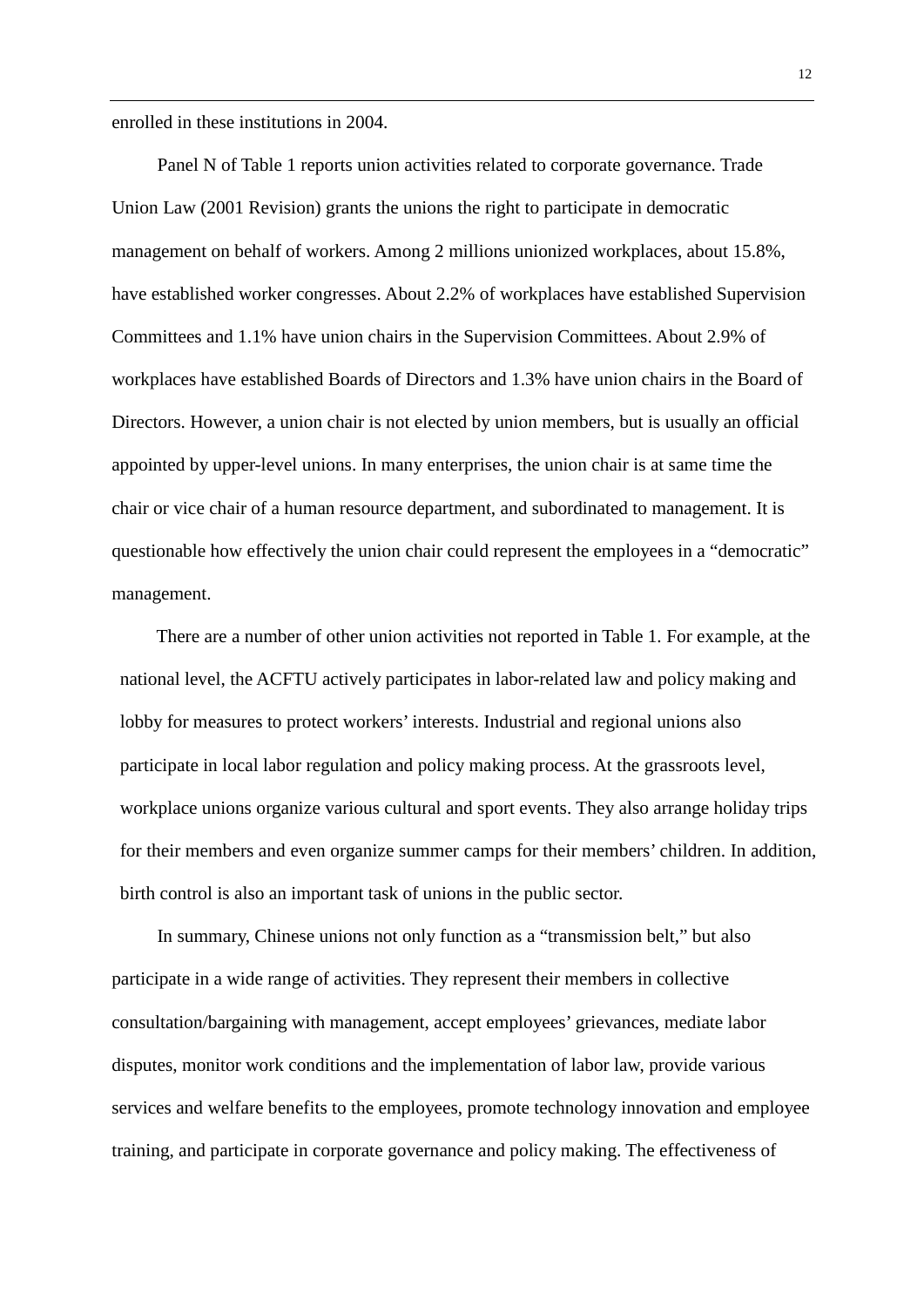enrolled in these institutions in 2004.

Panel N of Table 1 reports union activities related to corporate governance. Trade Union Law (2001 Revision) grants the unions the right to participate in democratic management on behalf of workers. Among 2 millions unionized workplaces, about 15.8%, have established worker congresses. About 2.2% of workplaces have established Supervision Committees and 1.1% have union chairs in the Supervision Committees. About 2.9% of workplaces have established Boards of Directors and 1.3% have union chairs in the Board of Directors. However, a union chair is not elected by union members, but is usually an official appointed by upper-level unions. In many enterprises, the union chair is at same time the chair or vice chair of a human resource department, and subordinated to management. It is questionable how effectively the union chair could represent the employees in a "democratic" management.

There are a number of other union activities not reported in Table 1. For example, at the national level, the ACFTU actively participates in labor-related law and policy making and lobby for measures to protect workers' interests. Industrial and regional unions also participate in local labor regulation and policy making process. At the grassroots level, workplace unions organize various cultural and sport events. They also arrange holiday trips for their members and even organize summer camps for their members' children. In addition, birth control is also an important task of unions in the public sector.

In summary, Chinese unions not only function as a "transmission belt," but also participate in a wide range of activities. They represent their members in collective consultation/bargaining with management, accept employees' grievances, mediate labor disputes, monitor work conditions and the implementation of labor law, provide various services and welfare benefits to the employees, promote technology innovation and employee training, and participate in corporate governance and policy making. The effectiveness of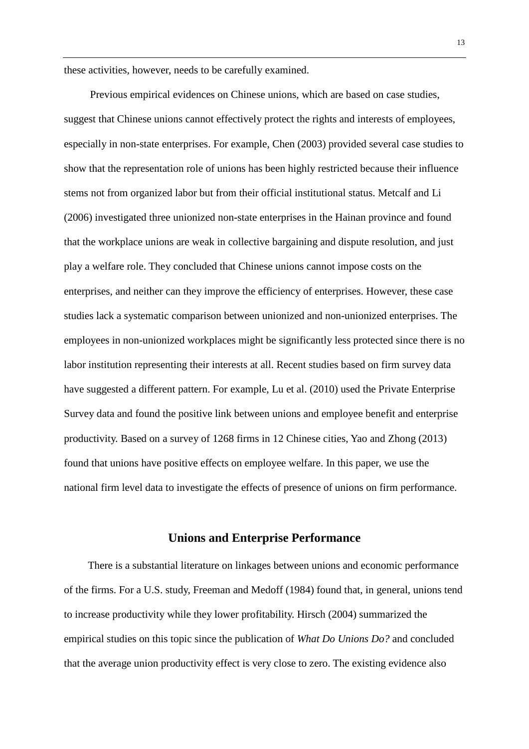these activities, however, needs to be carefully examined.

Previous empirical evidences on Chinese unions, which are based on case studies, suggest that Chinese unions cannot effectively protect the rights and interests of employees, especially in non-state enterprises. For example, Chen (2003) provided several case studies to show that the representation role of unions has been highly restricted because their influence stems not from organized labor but from their official institutional status. Metcalf and Li (2006) investigated three unionized non-state enterprises in the Hainan province and found that the workplace unions are weak in collective bargaining and dispute resolution, and just play a welfare role. They concluded that Chinese unions cannot impose costs on the enterprises, and neither can they improve the efficiency of enterprises. However, these case studies lack a systematic comparison between unionized and non-unionized enterprises. The employees in non-unionized workplaces might be significantly less protected since there is no labor institution representing their interests at all. Recent studies based on firm survey data have suggested a different pattern. For example, Lu et al. (2010) used the Private Enterprise Survey data and found the positive link between unions and employee benefit and enterprise productivity. Based on a survey of 1268 firms in 12 Chinese cities, Yao and Zhong (2013) found that unions have positive effects on employee welfare. In this paper, we use the national firm level data to investigate the effects of presence of unions on firm performance.

## Unions and Enterprise Performance

There is a substantial literature on linkages between unions and economic performance of the firms. For a U.S. study, Freeman and Medoff (1984) found that, in general, unions tend to increase productivity while they lower profitability. Hirsch (2004) summarized the empirical studies on this topic since the publication of *What Do Unions Do?* and concluded that the average union productivity effect is very close to zero. The existing evidence also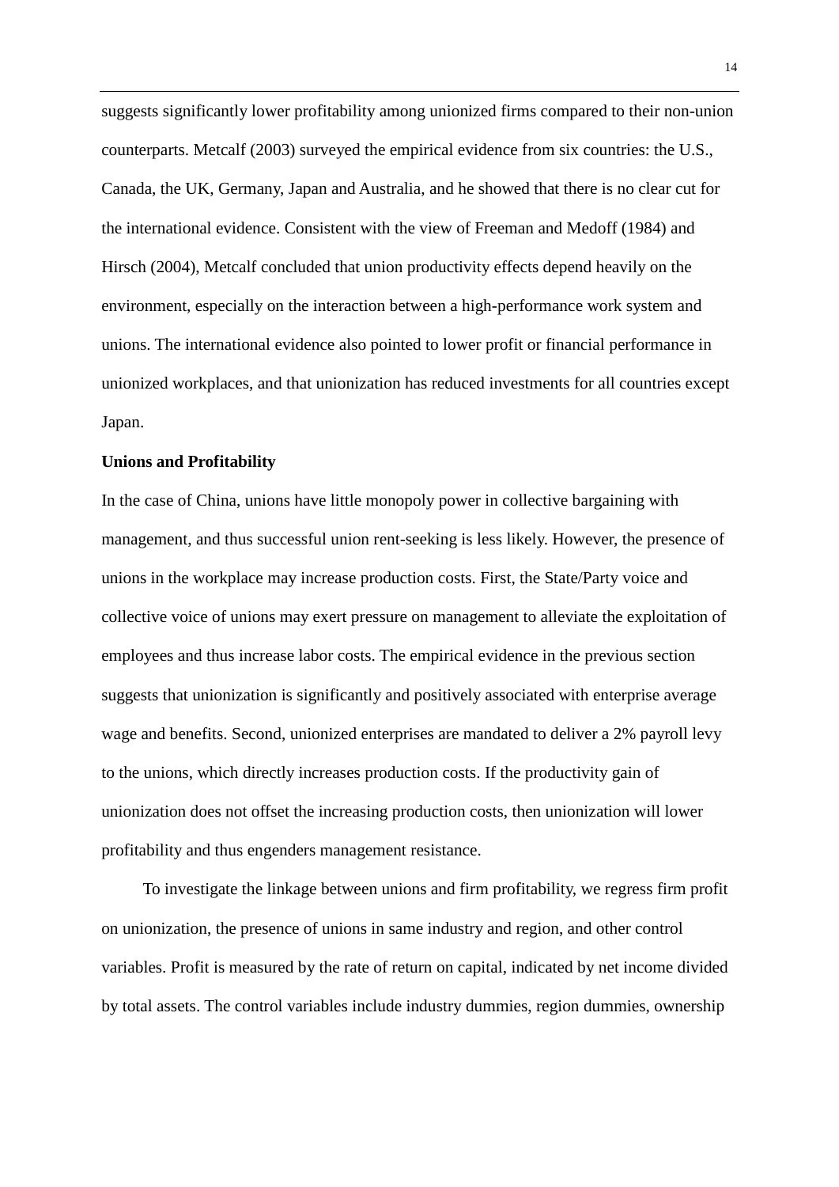suggests significantly lower profitability among unionized firms compared to their non-union counterparts. Metcalf (2003) surveyed the empirical evidence from six countries: the U.S., Canada, the UK, Germany, Japan and Australia, and he showed that there is no clear cut for the international evidence. Consistent with the view of Freeman and Medoff (1984) and Hirsch (2004), Metcalf concluded that union productivity effects depend heavily on the environment, especially on the interaction between a high-performance work system and unions. The international evidence also pointed to lower profit or financial performance in unionized workplaces, and that unionization has reduced investments for all countries except Japan.

**Unions and Profitability**

In the case of China, unions have little monopoly power in collective bargaining with management, and thus successful union rent-seeking is less likely. However, the presence of unions in the workplace may increase production costs. First, the State/Party voice and collective voice of unions may exert pressure on management to alleviate the exploitation of employees and thus increase labor costs. The empirical evidence in the previous section suggests that unionization is significantly and positively associated with enterprise average wage and benefits. Second, unionized enterprises are mandated to deliver a 2% payroll levy to the unions, which directly increases production costs. If the productivity gain of unionization does not offset the increasing production costs, then unionization will lower profitability and thus engenders management resistance.

To investigate the linkage between unions and firm profitability, we regress firm profit on unionization, the presence of unions in same industry and region, and other control variables. Profit is measured by the rate of return on capital, indicated by net income divided by total assets. The control variables include industry dummies, region dummies, ownership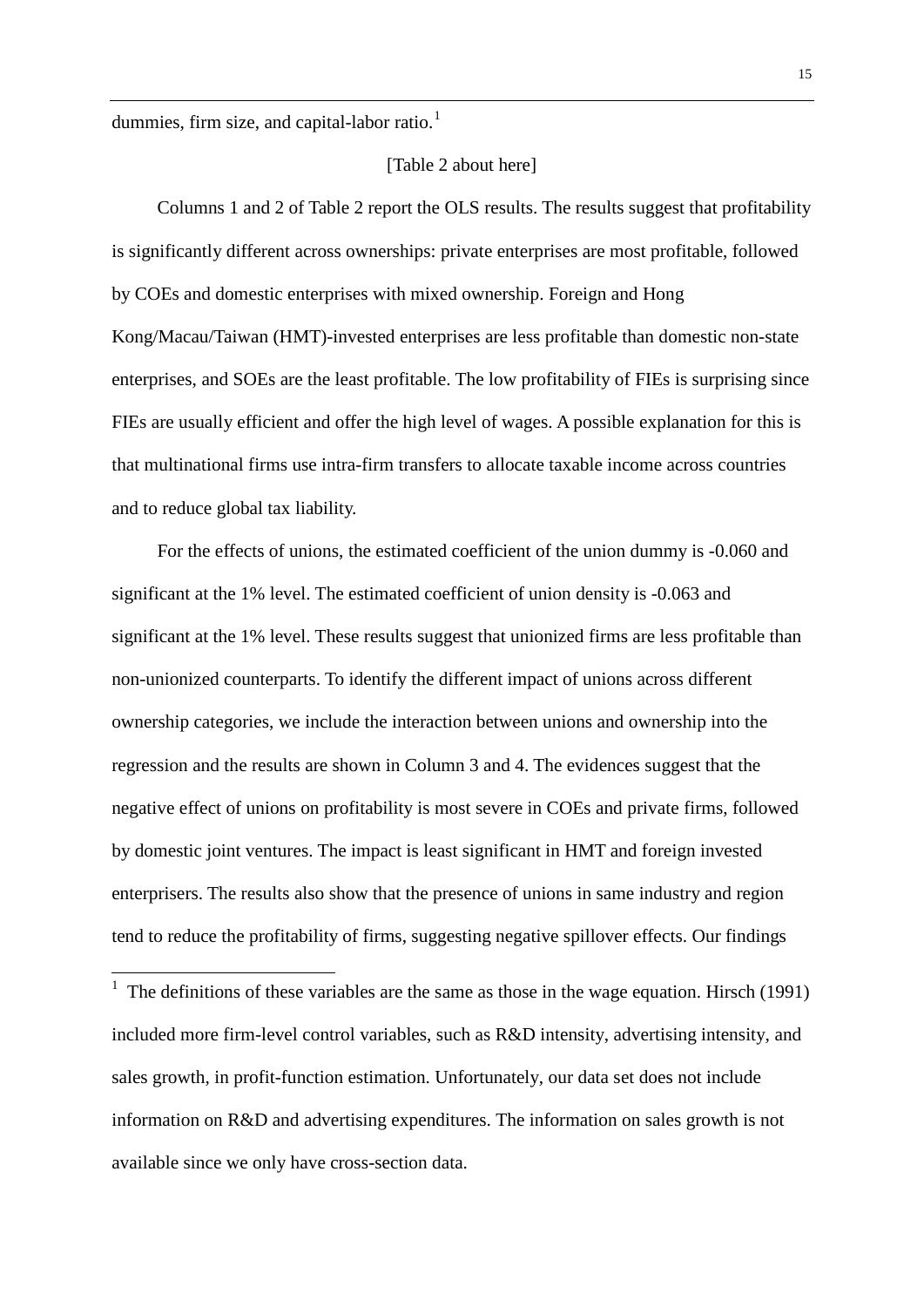dummies, firm size, and capital-labor ratio.[1]

[Table 2 about here]

Columns 1 and 2 of Table 2 report the OLS results. The results suggest that profitability is significantly different across ownerships: private enterprises are most profitable, followed by COEs and domestic enterprises with mixed ownership. Foreign and Hong Kong/Macau/Taiwan (HMT)-invested enterprises are less profitable than domestic non-state enterprises, and SOEs are the least profitable. The low profitability of FIEs is surprising since FIEs are usually efficient and offer the high level of wages. A possible explanation for this is that multinational firms use intra-firm transfers to allocate taxable income across countries and to reduce global tax liability.

For the effects of unions, the estimated coefficient of the union dummy is -0.060 and significant at the 1% level. The estimated coefficient of union density is -0.063 and significant at the 1% level. These results suggest that unionized firms are less profitable than non-unionized counterparts. To identify the different impact of unions across different ownership categories, we include the interaction between unions and ownership into the regression and the results are shown in Column 3 and 4. The evidences suggest that the negative effect of unions on profitability is most severe in COEs and private firms, followed by domestic joint ventures. The impact is least significant in HMT and foreign invested enterprisers. The results also show that the presence of unions in same industry and region tend to reduce the profitability of firms, suggesting negative spillover effects. Our findings

[1] The definitions of these variables are the same as those in the wage equation. Hirsch (1991) included more firm-level control variables, such as R&D intensity, advertising intensity, and sales growth, in profit-function estimation. Unfortunately, our data set does not include information on R&D and advertising expenditures. The information on sales growth is not available since we only have cross-section data.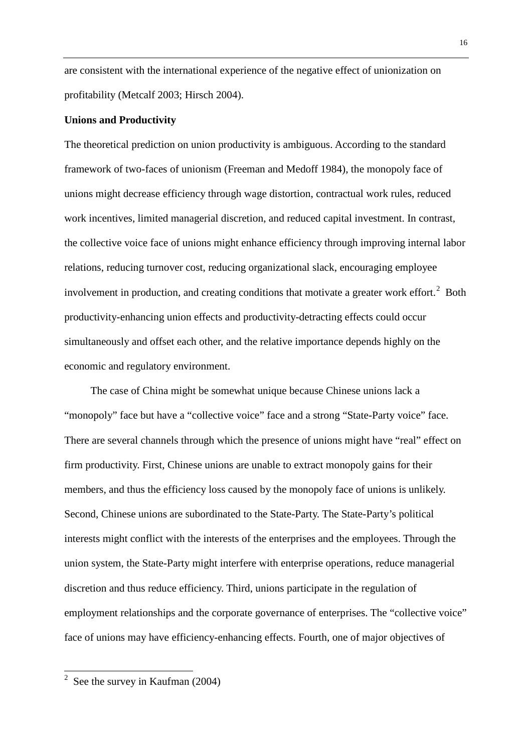are consistent with the international experience of the negative effect of unionization on profitability (Metcalf 2003; Hirsch 2004).

**Unions and Productivity**

The theoretical prediction on union productivity is ambiguous. According to the standard framework of two-faces of unionism (Freeman and Medoff 1984), the monopoly face of unions might decrease efficiency through wage distortion, contractual work rules, reduced work incentives, limited managerial discretion, and reduced capital investment. In contrast, the collective voice face of unions might enhance efficiency through improving internal labor relations, reducing turnover cost, reducing organizational slack, encouraging employee involvement in production, and creating conditions that motivate a greater work effort.[2] Both productivity-enhancing union effects and productivity-detracting effects could occur simultaneously and offset each other, and the relative importance depends highly on the economic and regulatory environment.

The case of China might be somewhat unique because Chinese unions lack a "monopoly" face but have a "collective voice" face and a strong "State-Party voice" face. There are several channels through which the presence of unions might have "real" effect on firm productivity. First, Chinese unions are unable to extract monopoly gains for their members, and thus the efficiency loss caused by the monopoly face of unions is unlikely. Second, Chinese unions are subordinated to the State-Party. The State-Party's political interests might conflict with the interests of the enterprises and the employees. Through the union system, the State-Party might interfere with enterprise operations, reduce managerial discretion and thus reduce efficiency. Third, unions participate in the regulation of employment relationships and the corporate governance of enterprises. The "collective voice" face of unions may have efficiency-enhancing effects. Fourth, one of major objectives of

---

[2] See the survey in Kaufman (2004)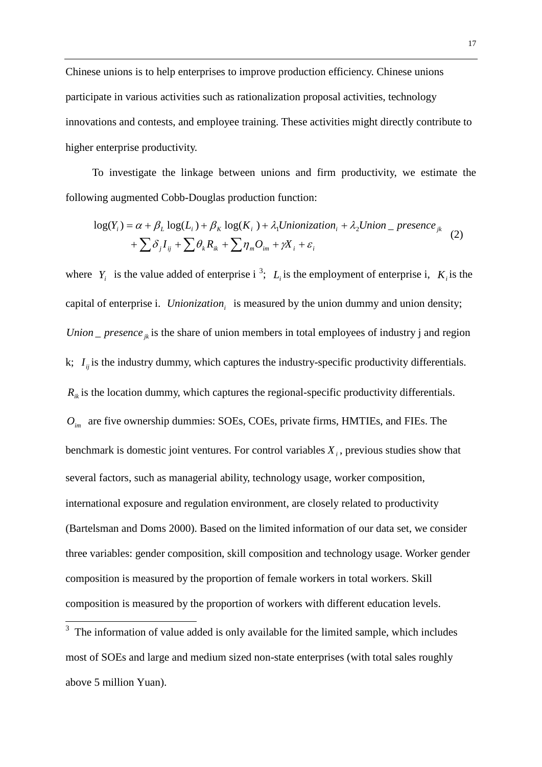Chinese unions is to help enterprises to improve production efficiency. Chinese unions participate in various activities such as rationalization proposal activities, technology innovations and contests, and employee training. These activities might directly contribute to higher enterprise productivity.

To investigate the linkage between unions and firm productivity, we estimate the following augmented Cobb-Douglas production function:

$$\log(Y_i) = \alpha + \beta_L \log(L_i) + \beta_K \log(K_i) + \lambda_1 Unionization_i + \lambda_2 Union\_presence_{jk} + \sum \delta_j I_{ij} + \sum \theta_k R_{ik} + \sum \eta_m O_{im} + \gamma X_i + \varepsilon_i \quad (2)$$

where $Y_i$ is the value added of enterprise i [3]; $L_i$ is the employment of enterprise i, $K_i$ is the capital of enterprise i. $Unionization_i$ is measured by the union dummy and union density; $Union\_presence_{jk}$ is the share of union members in total employees of industry j and region k; $I_{ij}$ is the industry dummy, which captures the industry-specific productivity differentials. $R_{ik}$ is the location dummy, which captures the regional-specific productivity differentials. $O_{im}$ are five ownership dummies: SOEs, COEs, private firms, HMTIEs, and FIEs. The benchmark is domestic joint ventures. For control variables $X_i$, previous studies show that several factors, such as managerial ability, technology usage, worker composition, international exposure and regulation environment, are closely related to productivity (Bartelsman and Doms 2000). Based on the limited information of our data set, we consider three variables: gender composition, skill composition and technology usage. Worker gender composition is measured by the proportion of female workers in total workers. Skill composition is measured by the proportion of workers with different education levels.

---

[3] The information of value added is only available for the limited sample, which includes most of SOEs and large and medium sized non-state enterprises (with total sales roughly above 5 million Yuan).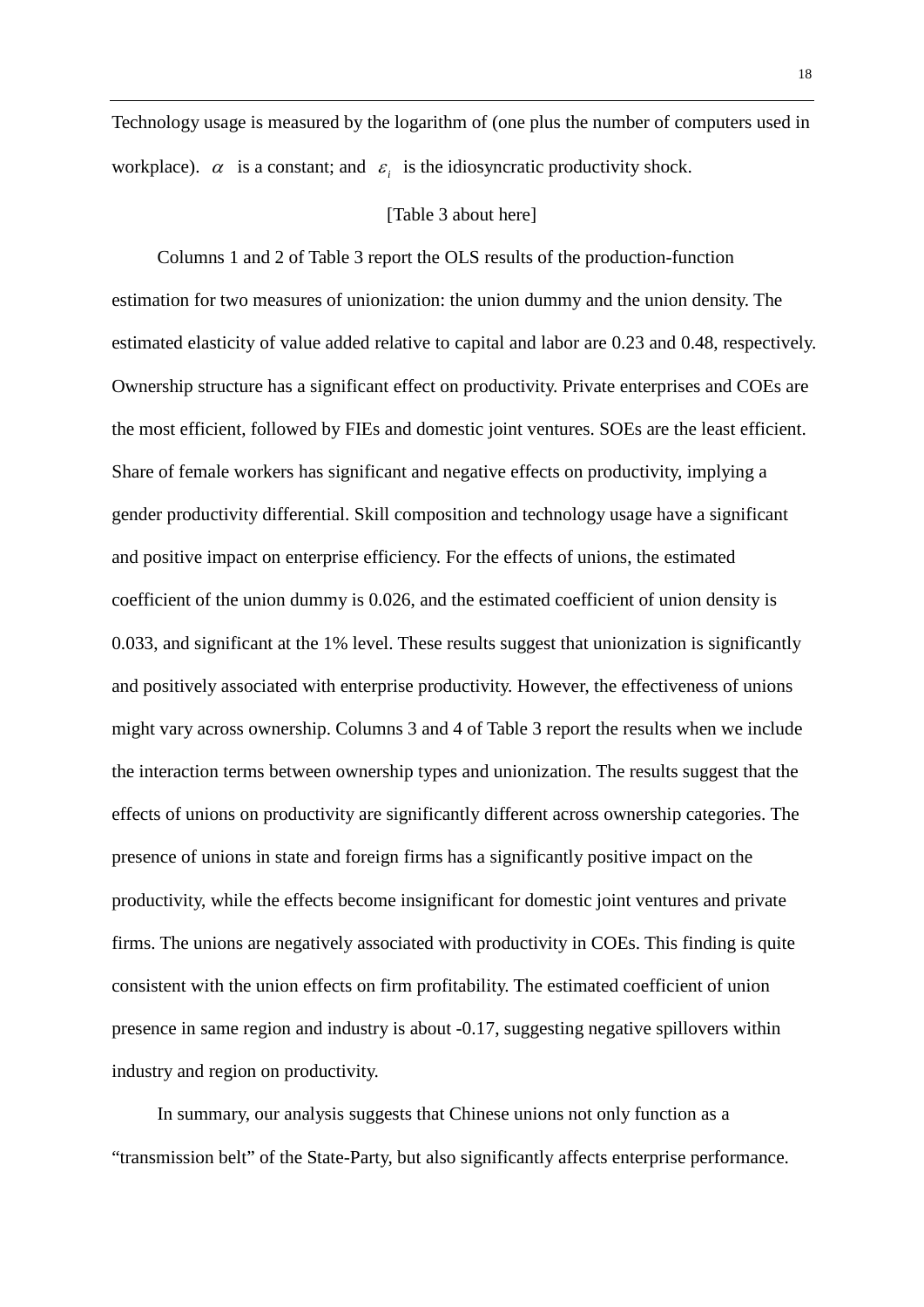Technology usage is measured by the logarithm of (one plus the number of computers used in workplace). $\alpha$ is a constant; and $\varepsilon_i$ is the idiosyncratic productivity shock.

[Table 3 about here]

Columns 1 and 2 of Table 3 report the OLS results of the production-function estimation for two measures of unionization: the union dummy and the union density. The estimated elasticity of value added relative to capital and labor are 0.23 and 0.48, respectively. Ownership structure has a significant effect on productivity. Private enterprises and COEs are the most efficient, followed by FIEs and domestic joint ventures. SOEs are the least efficient. Share of female workers has significant and negative effects on productivity, implying a gender productivity differential. Skill composition and technology usage have a significant and positive impact on enterprise efficiency. For the effects of unions, the estimated coefficient of the union dummy is 0.026, and the estimated coefficient of union density is 0.033, and significant at the 1% level. These results suggest that unionization is significantly and positively associated with enterprise productivity. However, the effectiveness of unions might vary across ownership. Columns 3 and 4 of Table 3 report the results when we include the interaction terms between ownership types and unionization. The results suggest that the effects of unions on productivity are significantly different across ownership categories. The presence of unions in state and foreign firms has a significantly positive impact on the productivity, while the effects become insignificant for domestic joint ventures and private firms. The unions are negatively associated with productivity in COEs. This finding is quite consistent with the union effects on firm profitability. The estimated coefficient of union presence in same region and industry is about -0.17, suggesting negative spillovers within industry and region on productivity.

In summary, our analysis suggests that Chinese unions not only function as a "transmission belt" of the State-Party, but also significantly affects enterprise performance.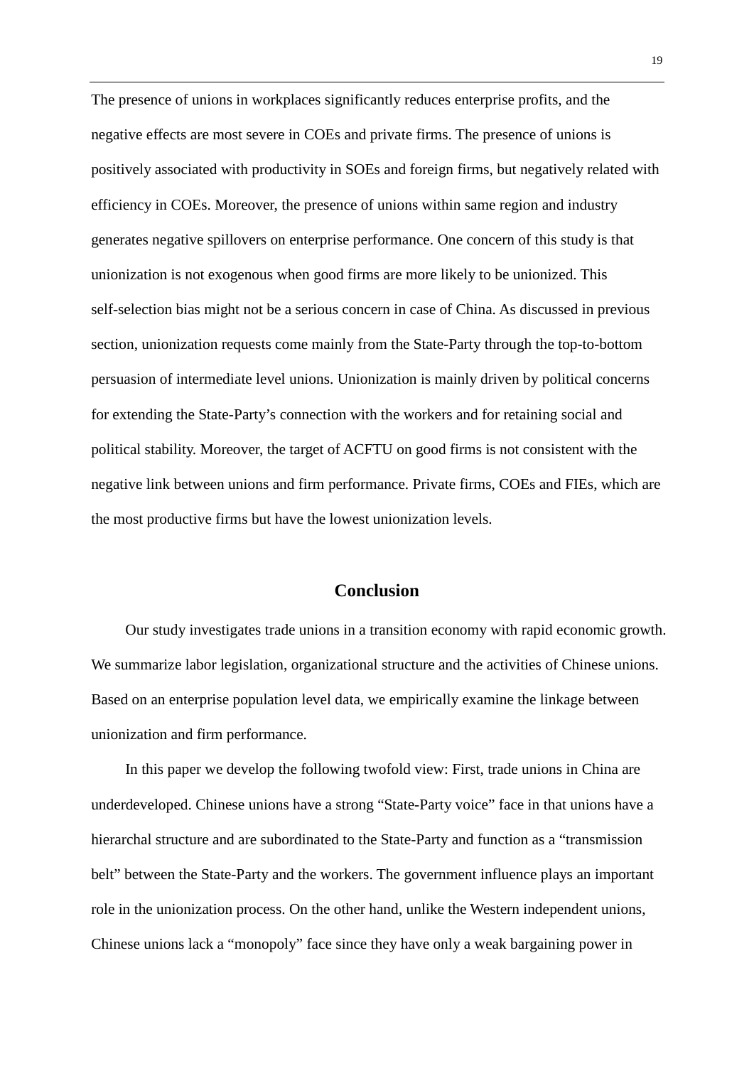The presence of unions in workplaces significantly reduces enterprise profits, and the negative effects are most severe in COEs and private firms. The presence of unions is positively associated with productivity in SOEs and foreign firms, but negatively related with efficiency in COEs. Moreover, the presence of unions within same region and industry generates negative spillovers on enterprise performance. One concern of this study is that unionization is not exogenous when good firms are more likely to be unionized. This self-selection bias might not be a serious concern in case of China. As discussed in previous section, unionization requests come mainly from the State-Party through the top-to-bottom persuasion of intermediate level unions. Unionization is mainly driven by political concerns for extending the State-Party's connection with the workers and for retaining social and political stability. Moreover, the target of ACFTU on good firms is not consistent with the negative link between unions and firm performance. Private firms, COEs and FIEs, which are the most productive firms but have the lowest unionization levels.

## Conclusion

Our study investigates trade unions in a transition economy with rapid economic growth. We summarize labor legislation, organizational structure and the activities of Chinese unions. Based on an enterprise population level data, we empirically examine the linkage between unionization and firm performance.

In this paper we develop the following twofold view: First, trade unions in China are underdeveloped. Chinese unions have a strong "State-Party voice" face in that unions have a hierarchal structure and are subordinated to the State-Party and function as a "transmission belt" between the State-Party and the workers. The government influence plays an important role in the unionization process. On the other hand, unlike the Western independent unions, Chinese unions lack a "monopoly" face since they have only a weak bargaining power in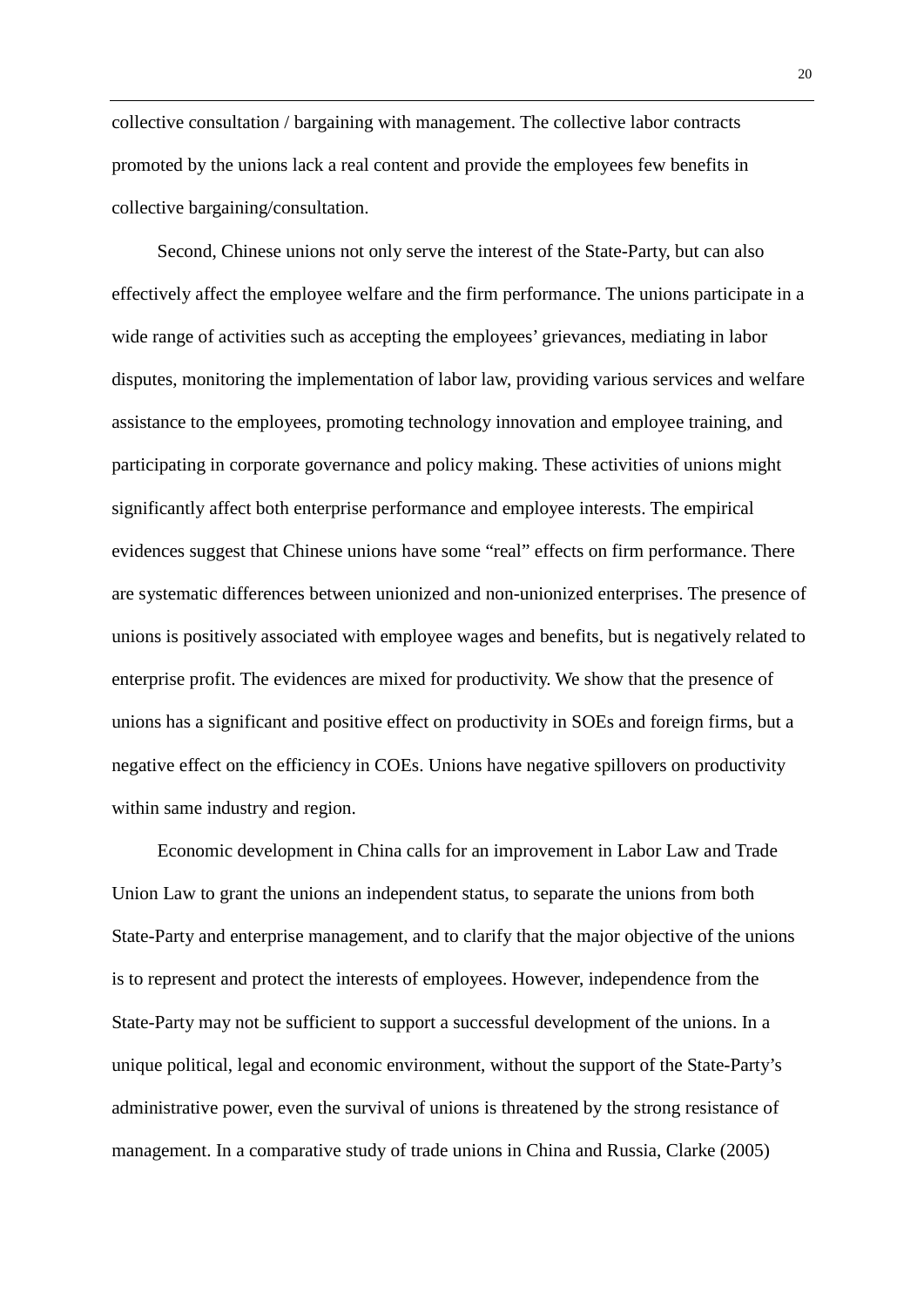collective consultation / bargaining with management. The collective labor contracts promoted by the unions lack a real content and provide the employees few benefits in collective bargaining/consultation.

Second, Chinese unions not only serve the interest of the State-Party, but can also effectively affect the employee welfare and the firm performance. The unions participate in a wide range of activities such as accepting the employees' grievances, mediating in labor disputes, monitoring the implementation of labor law, providing various services and welfare assistance to the employees, promoting technology innovation and employee training, and participating in corporate governance and policy making. These activities of unions might significantly affect both enterprise performance and employee interests. The empirical evidences suggest that Chinese unions have some "real" effects on firm performance. There are systematic differences between unionized and non-unionized enterprises. The presence of unions is positively associated with employee wages and benefits, but is negatively related to enterprise profit. The evidences are mixed for productivity. We show that the presence of unions has a significant and positive effect on productivity in SOEs and foreign firms, but a negative effect on the efficiency in COEs. Unions have negative spillovers on productivity within same industry and region.

Economic development in China calls for an improvement in Labor Law and Trade Union Law to grant the unions an independent status, to separate the unions from both State-Party and enterprise management, and to clarify that the major objective of the unions is to represent and protect the interests of employees. However, independence from the State-Party may not be sufficient to support a successful development of the unions. In a unique political, legal and economic environment, without the support of the State-Party's administrative power, even the survival of unions is threatened by the strong resistance of management. In a comparative study of trade unions in China and Russia, Clarke (2005)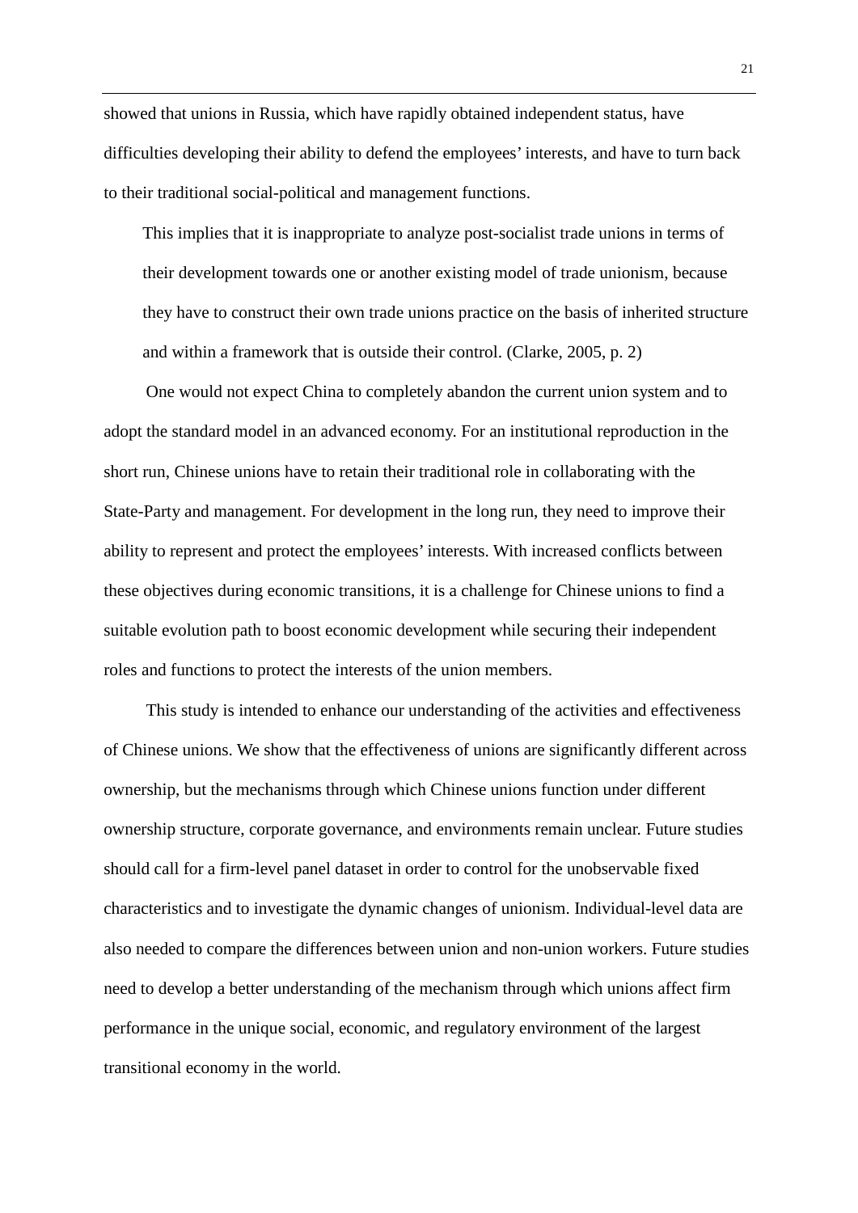showed that unions in Russia, which have rapidly obtained independent status, have difficulties developing their ability to defend the employees' interests, and have to turn back to their traditional social-political and management functions.

> This implies that it is inappropriate to analyze post-socialist trade unions in terms of their development towards one or another existing model of trade unionism, because they have to construct their own trade unions practice on the basis of inherited structure and within a framework that is outside their control. (Clarke, 2005, p. 2)

One would not expect China to completely abandon the current union system and to adopt the standard model in an advanced economy. For an institutional reproduction in the short run, Chinese unions have to retain their traditional role in collaborating with the State-Party and management. For development in the long run, they need to improve their ability to represent and protect the employees' interests. With increased conflicts between these objectives during economic transitions, it is a challenge for Chinese unions to find a suitable evolution path to boost economic development while securing their independent roles and functions to protect the interests of the union members.

This study is intended to enhance our understanding of the activities and effectiveness of Chinese unions. We show that the effectiveness of unions are significantly different across ownership, but the mechanisms through which Chinese unions function under different ownership structure, corporate governance, and environments remain unclear. Future studies should call for a firm-level panel dataset in order to control for the unobservable fixed characteristics and to investigate the dynamic changes of unionism. Individual-level data are also needed to compare the differences between union and non-union workers. Future studies need to develop a better understanding of the mechanism through which unions affect firm performance in the unique social, economic, and regulatory environment of the largest transitional economy in the world.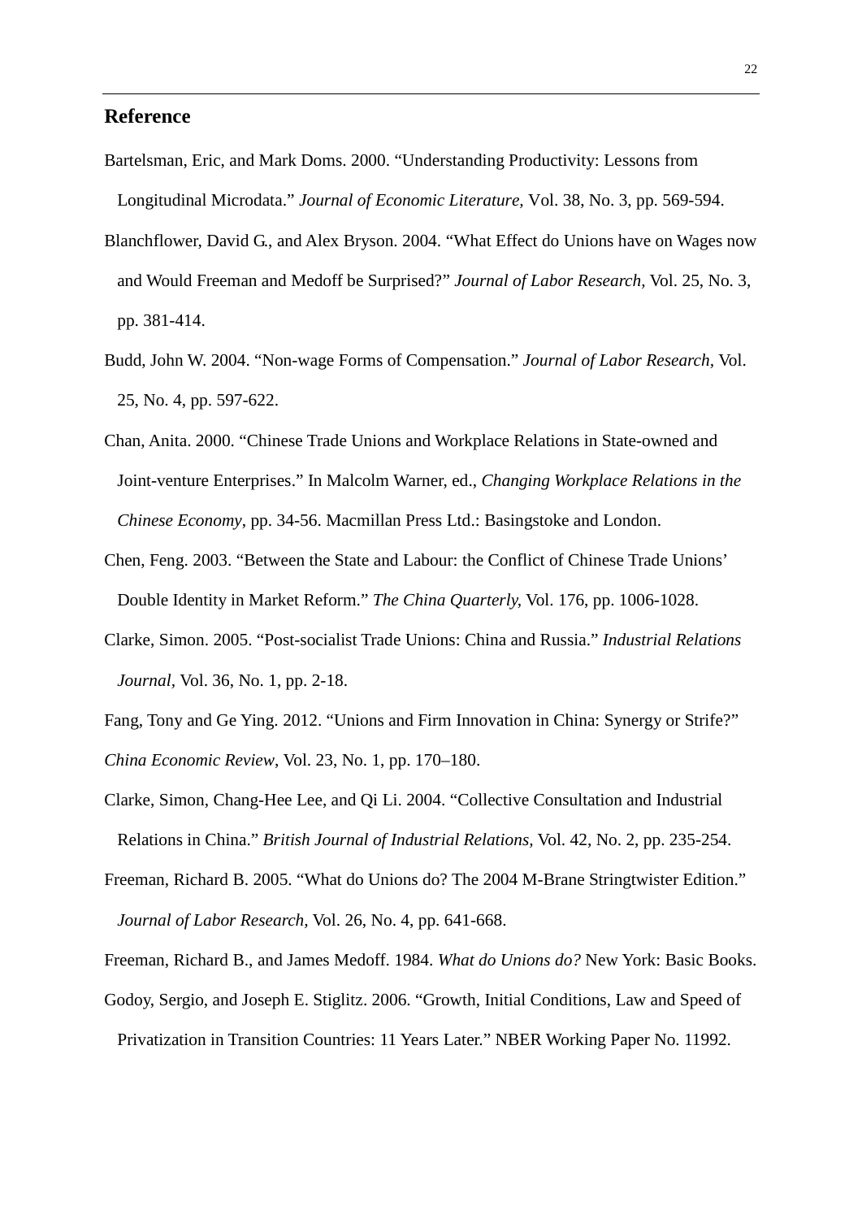## Reference

Bartelsman, Eric, and Mark Doms. 2000. "Understanding Productivity: Lessons from Longitudinal Microdata." *Journal of Economic Literature*, Vol. 38, No. 3, pp. 569-594.

Blanchflower, David G., and Alex Bryson. 2004. "What Effect do Unions have on Wages now and Would Freeman and Medoff be Surprised?" *Journal of Labor Research,* Vol. 25, No. 3, pp. 381-414.

Budd, John W. 2004. "Non-wage Forms of Compensation." *Journal of Labor Research,* Vol. 25, No. 4, pp. 597-622.

Chan, Anita. 2000. "Chinese Trade Unions and Workplace Relations in State-owned and Joint-venture Enterprises." In Malcolm Warner, ed., *Changing Workplace Relations in the Chinese Economy*, pp. 34-56. Macmillan Press Ltd.: Basingstoke and London.

Chen, Feng. 2003. "Between the State and Labour: the Conflict of Chinese Trade Unions' Double Identity in Market Reform." *The China Quarterly,* Vol. 176, pp. 1006-1028.

Clarke, Simon. 2005. "Post-socialist Trade Unions: China and Russia." *Industrial Relations Journal*, Vol. 36, No. 1, pp. 2-18.

Fang, Tony and Ge Ying. 2012. "Unions and Firm Innovation in China: Synergy or Strife?" *China Economic Review*, Vol. 23, No. 1, pp. 170–180.

Clarke, Simon, Chang-Hee Lee, and Qi Li. 2004. "Collective Consultation and Industrial Relations in China." *British Journal of Industrial Relations,* Vol. 42, No. 2, pp. 235-254.

Freeman, Richard B. 2005. "What do Unions do? The 2004 M-Brane Stringtwister Edition." *Journal of Labor Research,* Vol. 26, No. 4, pp. 641-668.

Freeman, Richard B., and James Medoff. 1984. *What do Unions do?* New York: Basic Books.

Godoy, Sergio, and Joseph E. Stiglitz. 2006. "Growth, Initial Conditions, Law and Speed of Privatization in Transition Countries: 11 Years Later." NBER Working Paper No. 11992.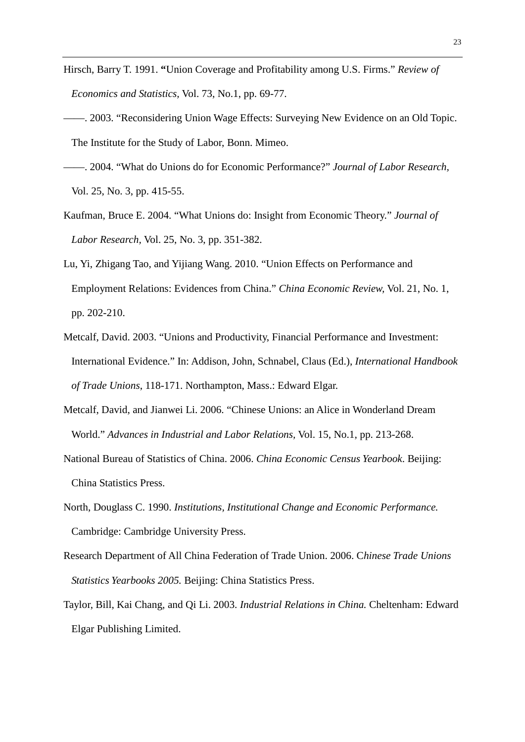Hirsch, Barry T. 1991. **“**Union Coverage and Profitability among U.S. Firms.” *Review of Economics and Statistics,* Vol. 73, No.1, pp. 69-77.

——. 2003. “Reconsidering Union Wage Effects: Surveying New Evidence on an Old Topic. The Institute for the Study of Labor, Bonn. Mimeo.

——. 2004. “What do Unions do for Economic Performance?” *Journal of Labor Research*, Vol. 25, No. 3, pp. 415-55.

Kaufman, Bruce E. 2004. “What Unions do: Insight from Economic Theory.” *Journal of Labor Research,* Vol. 25, No. 3, pp. 351-382.

Lu, Yi, Zhigang Tao, and Yijiang Wang. 2010. “Union Effects on Performance and Employment Relations: Evidences from China.” *China Economic Review,* Vol. 21, No. 1, pp. 202-210.

Metcalf, David. 2003. “Unions and Productivity, Financial Performance and Investment: International Evidence.” In: Addison, John, Schnabel, Claus (Ed.), *International Handbook of Trade Unions*, 118-171. Northampton, Mass.: Edward Elgar.

Metcalf, David, and Jianwei Li. 2006. “Chinese Unions: an Alice in Wonderland Dream World.” *Advances in Industrial and Labor Relations,* Vol. 15, No.1, pp. 213-268.

National Bureau of Statistics of China. 2006. *China Economic Census Yearbook*. Beijing: China Statistics Press.

North, Douglass C. 1990. *Institutions, Institutional Change and Economic Performance.* Cambridge: Cambridge University Press.

Research Department of All China Federation of Trade Union. 2006. C*hinese Trade Unions Statistics Yearbooks 2005.* Beijing: China Statistics Press.

Taylor, Bill, Kai Chang, and Qi Li. 2003. *Industrial Relations in China.* Cheltenham: Edward Elgar Publishing Limited.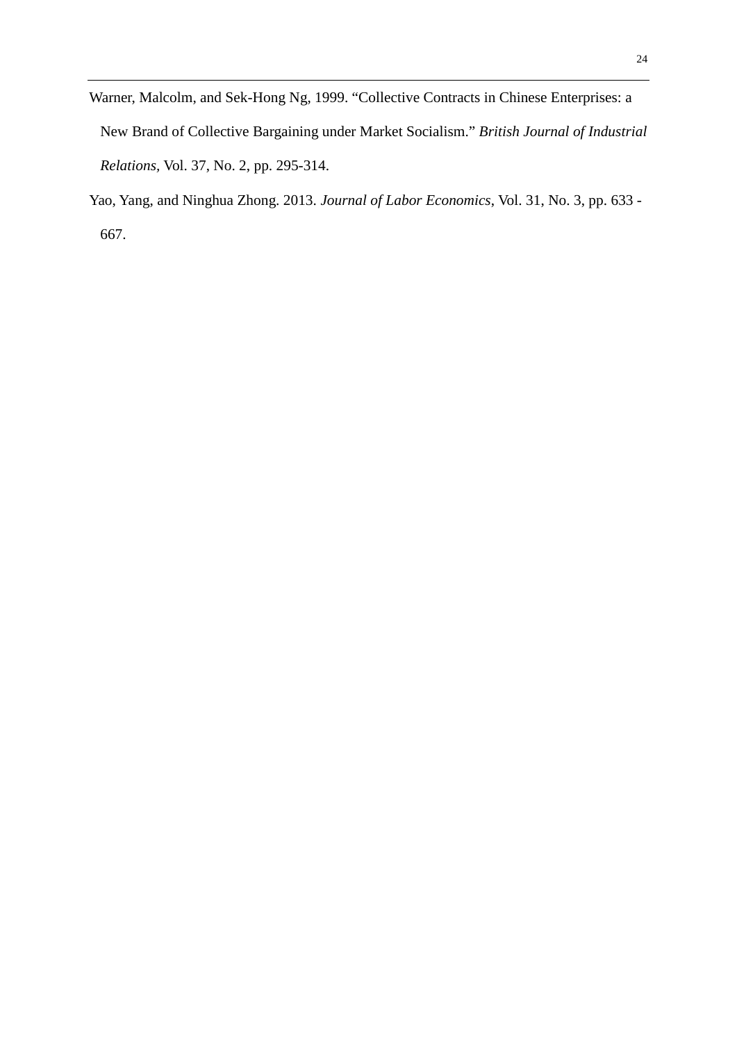Warner, Malcolm, and Sek-Hong Ng, 1999. "Collective Contracts in Chinese Enterprises: a New Brand of Collective Bargaining under Market Socialism." *British Journal of Industrial Relations*, Vol. 37, No. 2, pp. 295-314.

Yao, Yang, and Ninghua Zhong. 2013. *Journal of Labor Economics*, Vol. 31, No. 3, pp. 633 - 667.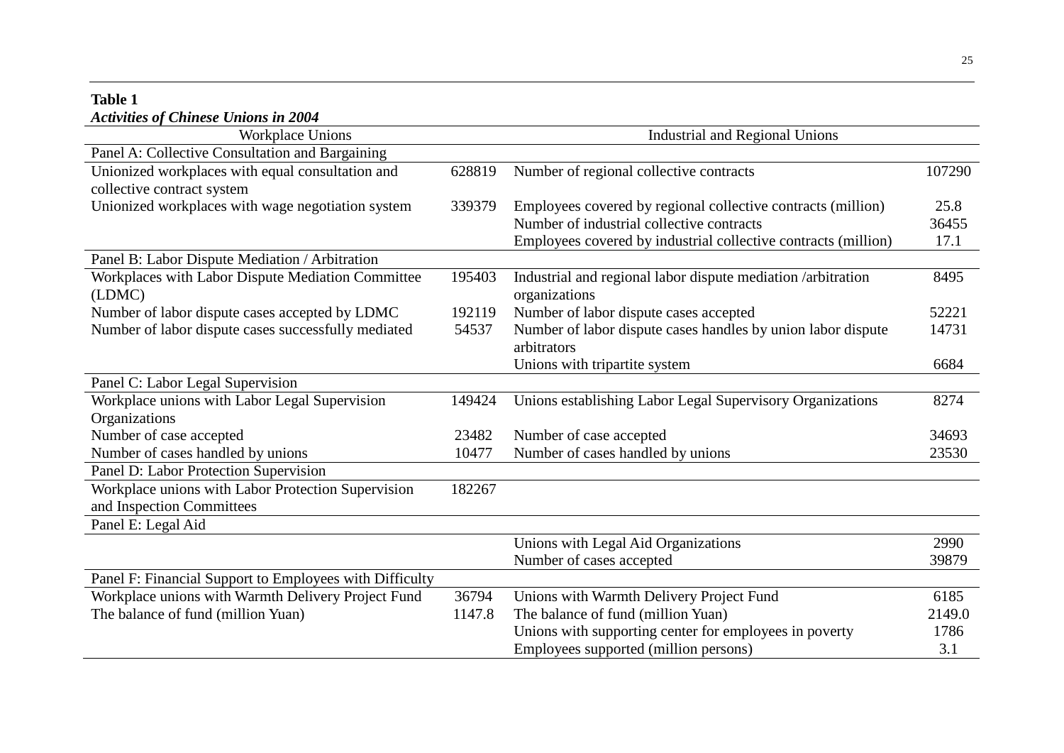**Table 1**

***Activities of Chinese Unions in 2004***

| Workplace Unions | | Industrial and Regional Unions | |
|---|---|---|---|
| Panel A: Collective Consultation and Bargaining | | | |
| Unionized workplaces with equal consultation and collective contract system | 628819 | Number of regional collective contracts | 107290 |
| Unionized workplaces with wage negotiation system | 339379 | Employees covered by regional collective contracts (million) | 25.8 |
| | | Number of industrial collective contracts | 36455 |
| | | Employees covered by industrial collective contracts (million) | 17.1 |
| Panel B: Labor Dispute Mediation / Arbitration | | | |
| Workplaces with Labor Dispute Mediation Committee (LDMC) | 195403 | Industrial and regional labor dispute mediation /arbitration organizations | 8495 |
| Number of labor dispute cases accepted by LDMC | 192119 | Number of labor dispute cases accepted | 52221 |
| Number of labor dispute cases successfully mediated | 54537 | Number of labor dispute cases handles by union labor dispute arbitrators | 14731 |
| | | Unions with tripartite system | 6684 |
| Panel C: Labor Legal Supervision | | | |
| Workplace unions with Labor Legal Supervision Organizations | 149424 | Unions establishing Labor Legal Supervisory Organizations | 8274 |
| Number of case accepted | 23482 | Number of case accepted | 34693 |
| Number of cases handled by unions | 10477 | Number of cases handled by unions | 23530 |
| Panel D: Labor Protection Supervision | | | |
| Workplace unions with Labor Protection Supervision and Inspection Committees | 182267 | | |
| Panel E: Legal Aid | | | |
| | | Unions with Legal Aid Organizations | 2990 |
| | | Number of cases accepted | 39879 |
| Panel F: Financial Support to Employees with Difficulty | | | |
| Workplace unions with Warmth Delivery Project Fund | 36794 | Unions with Warmth Delivery Project Fund | 6185 |
| The balance of fund (million Yuan) | 1147.8 | The balance of fund (million Yuan) | 2149.0 |
| | | Unions with supporting center for employees in poverty | 1786 |
| | | Employees supported (million persons) | 3.1 |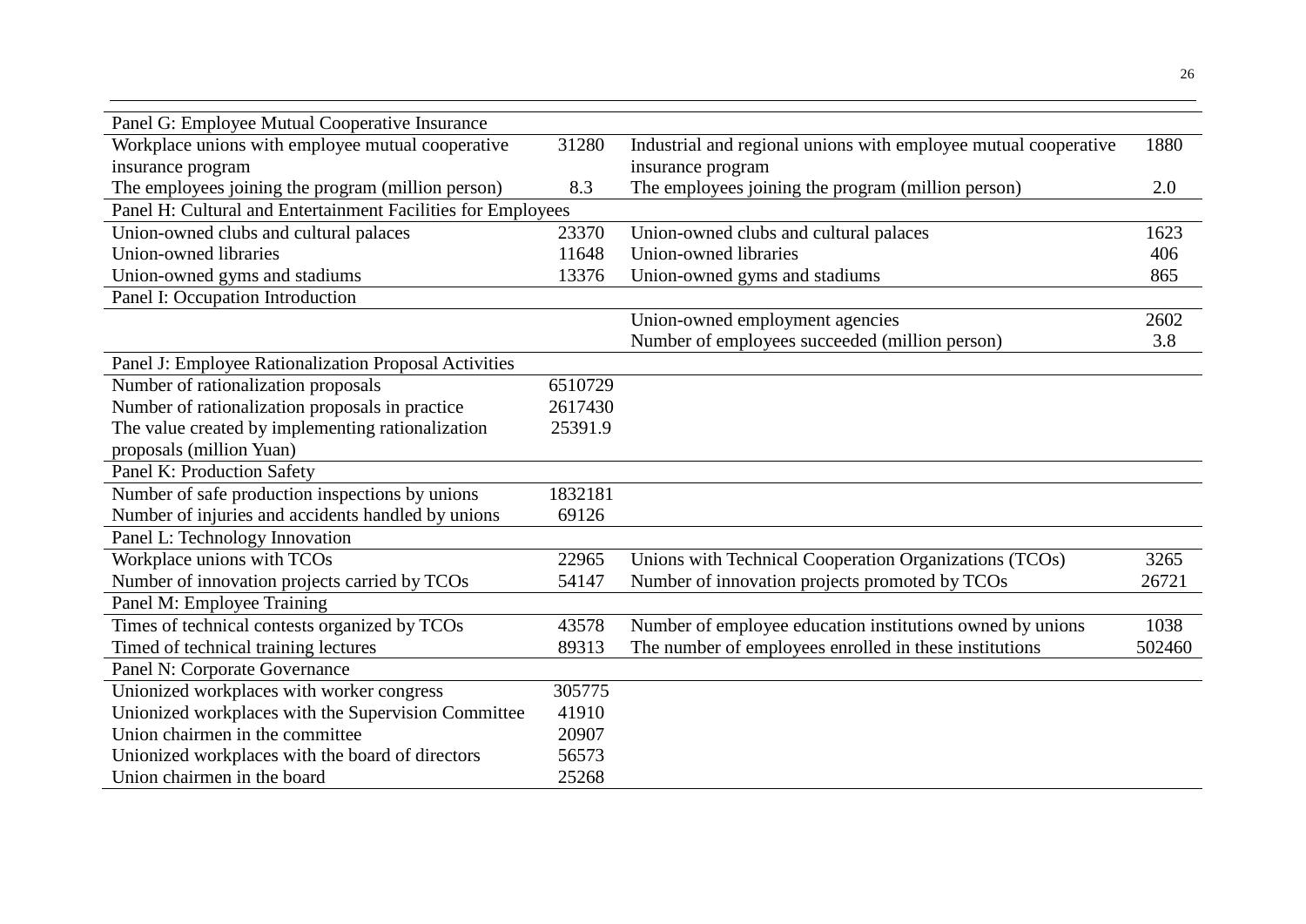| Panel G: Employee Mutual Cooperative Insurance | | | |
|---|---|---|---|
| Workplace unions with employee mutual cooperative insurance program | 31280 | Industrial and regional unions with employee mutual cooperative insurance program | 1880 |
| The employees joining the program (million person) | 8.3 | The employees joining the program (million person) | 2.0 |
| **Panel H: Cultural and Entertainment Facilities for Employees** | | | |
| Union-owned clubs and cultural palaces | 23370 | Union-owned clubs and cultural palaces | 1623 |
| Union-owned libraries | 11648 | Union-owned libraries | 406 |
| Union-owned gyms and stadiums | 13376 | Union-owned gyms and stadiums | 865 |
| **Panel I: Occupation Introduction** | | | |
| | | Union-owned employment agencies | 2602 |
| | | Number of employees succeeded (million person) | 3.8 |
| **Panel J: Employee Rationalization Proposal Activities** | | | |
| Number of rationalization proposals | 6510729 | | |
| Number of rationalization proposals in practice | 2617430 | | |
| The value created by implementing rationalization proposals (million Yuan) | 25391.9 | | |
| **Panel K: Production Safety** | | | |
| Number of safe production inspections by unions | 1832181 | | |
| Number of injuries and accidents handled by unions | 69126 | | |
| **Panel L: Technology Innovation** | | | |
| Workplace unions with TCOs | 22965 | Unions with Technical Cooperation Organizations (TCOs) | 3265 |
| Number of innovation projects carried by TCOs | 54147 | Number of innovation projects promoted by TCOs | 26721 |
| **Panel M: Employee Training** | | | |
| Times of technical contests organized by TCOs | 43578 | Number of employee education institutions owned by unions | 1038 |
| Timed of technical training lectures | 89313 | The number of employees enrolled in these institutions | 502460 |
| **Panel N: Corporate Governance** | | | |
| Unionized workplaces with worker congress | 305775 | | |
| Unionized workplaces with the Supervision Committee | 41910 | | |
| Union chairmen in the committee | 20907 | | |
| Unionized workplaces with the board of directors | 56573 | | |
| Union chairmen in the board | 25268 | | |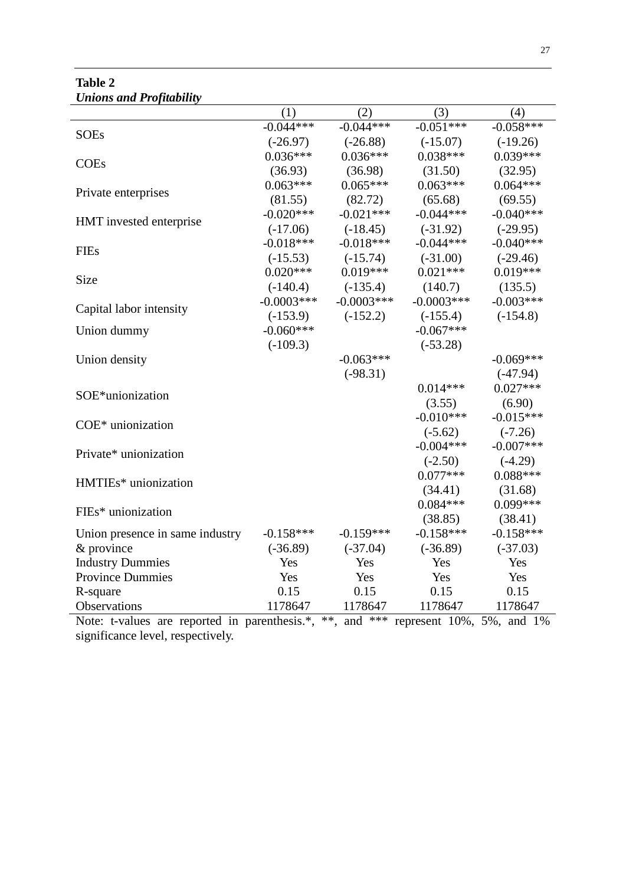**Table 2**
***Unions and Profitability***

| | (1) | (2) | (3) | (4) |
|---|---|---|---|---|
| SOEs | -0.044*** | -0.044*** | -0.051*** | -0.058*** |
| | (-26.97) | (-26.88) | (-15.07) | (-19.26) |
| COEs | 0.036*** | 0.036*** | 0.038*** | 0.039*** |
| | (36.93) | (36.98) | (31.50) | (32.95) |
| Private enterprises | 0.063*** | 0.065*** | 0.063*** | 0.064*** |
| | (81.55) | (82.72) | (65.68) | (69.55) |
| HMT invested enterprise | -0.020*** | -0.021*** | -0.044*** | -0.040*** |
| | (-17.06) | (-18.45) | (-31.92) | (-29.95) |
| FIEs | -0.018*** | -0.018*** | -0.044*** | -0.040*** |
| | (-15.53) | (-15.74) | (-31.00) | (-29.46) |
| Size | 0.020*** | 0.019*** | 0.021*** | 0.019*** |
| | (-140.4) | (-135.4) | (140.7) | (135.5) |
| Capital labor intensity | -0.0003*** | -0.0003*** | -0.0003*** | -0.003*** |
| | (-153.9) | (-152.2) | (-155.4) | (-154.8) |
| Union dummy | -0.060*** | | -0.067*** | |
| | (-109.3) | | (-53.28) | |
| Union density | | -0.063*** | | -0.069*** |
| | | (-98.31) | | (-47.94) |
| SOE*unionization | | | 0.014*** | 0.027*** |
| | | | (3.55) | (6.90) |
| COE* unionization | | | -0.010*** | -0.015*** |
| | | | (-5.62) | (-7.26) |
| Private* unionization | | | -0.004*** | -0.007*** |
| | | | (-2.50) | (-4.29) |
| HMTIEs* unionization | | | 0.077*** | 0.088*** |
| | | | (34.41) | (31.68) |
| FIEs* unionization | | | 0.084*** | 0.099*** |
| | | | (38.85) | (38.41) |
| Union presence in same industry | -0.158*** | -0.159*** | -0.158*** | -0.158*** |
| & province | (-36.89) | (-37.04) | (-36.89) | (-37.03) |
| Industry Dummies | Yes | Yes | Yes | Yes |
| Province Dummies | Yes | Yes | Yes | Yes |
| R-square | 0.15 | 0.15 | 0.15 | 0.15 |
| Observations | 1178647 | 1178647 | 1178647 | 1178647 |

Note: t-values are reported in parenthesis.*, **, and *** represent 10%, 5%, and 1% significance level, respectively.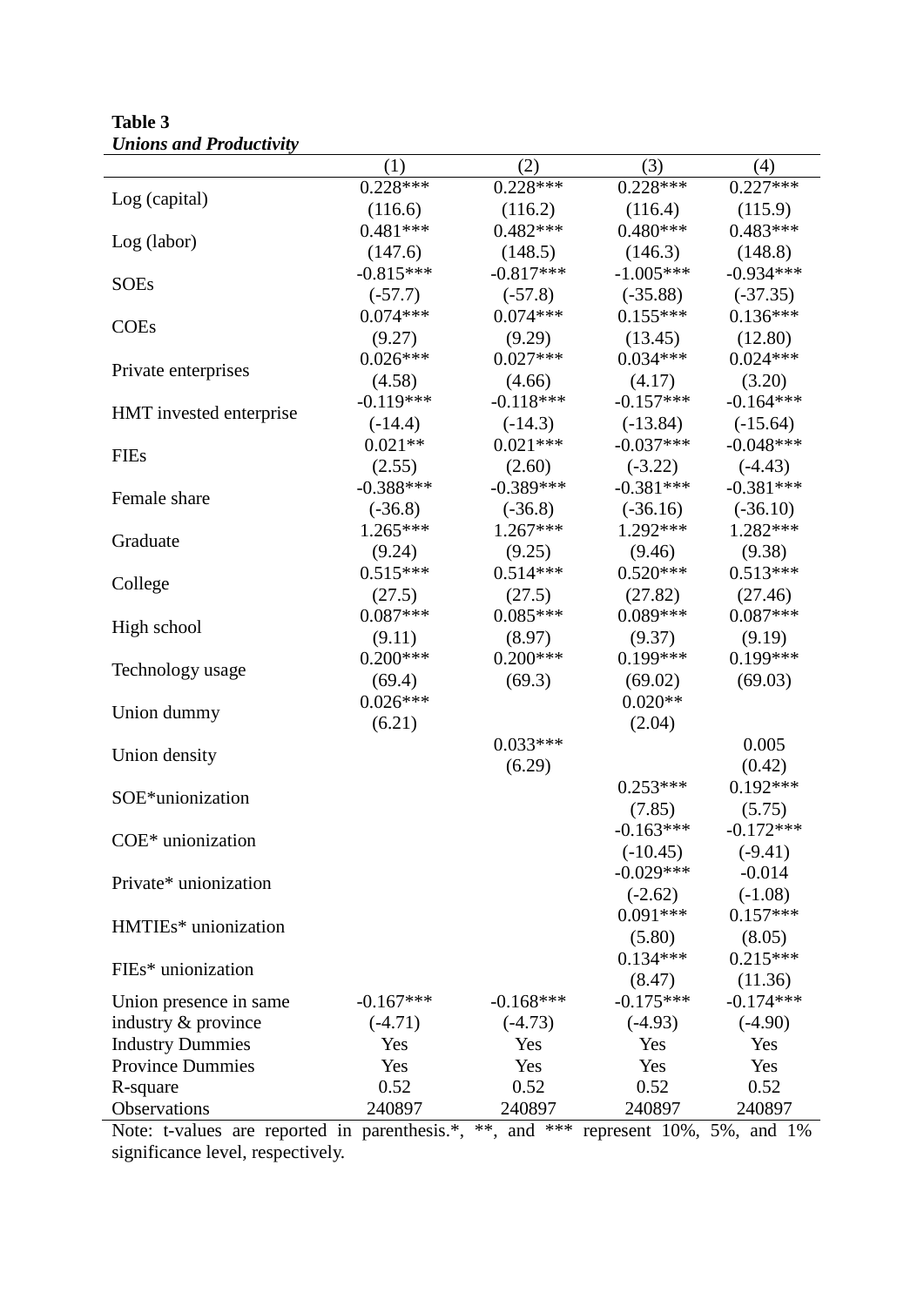**Table 3**
***Unions and Productivity***

| | (1) | (2) | (3) | (4) |
|---|---|---|---|---|
| Log (capital) | 0.228*** | 0.228*** | 0.228*** | 0.227*** |
| | (116.6) | (116.2) | (116.4) | (115.9) |
| Log (labor) | 0.481*** | 0.482*** | 0.480*** | 0.483*** |
| | (147.6) | (148.5) | (146.3) | (148.8) |
| SOEs | -0.815*** | -0.817*** | -1.005*** | -0.934*** |
| | (-57.7) | (-57.8) | (-35.88) | (-37.35) |
| COEs | 0.074*** | 0.074*** | 0.155*** | 0.136*** |
| | (9.27) | (9.29) | (13.45) | (12.80) |
| Private enterprises | 0.026*** | 0.027*** | 0.034*** | 0.024*** |
| | (4.58) | (4.66) | (4.17) | (3.20) |
| HMT invested enterprise | -0.119*** | -0.118*** | -0.157*** | -0.164*** |
| | (-14.4) | (-14.3) | (-13.84) | (-15.64) |
| FIEs | 0.021** | 0.021*** | -0.037*** | -0.048*** |
| | (2.55) | (2.60) | (-3.22) | (-4.43) |
| Female share | -0.388*** | -0.389*** | -0.381*** | -0.381*** |
| | (-36.8) | (-36.8) | (-36.16) | (-36.10) |
| Graduate | 1.265*** | 1.267*** | 1.292*** | 1.282*** |
| | (9.24) | (9.25) | (9.46) | (9.38) |
| College | 0.515*** | 0.514*** | 0.520*** | 0.513*** |
| | (27.5) | (27.5) | (27.82) | (27.46) |
| High school | 0.087*** | 0.085*** | 0.089*** | 0.087*** |
| | (9.11) | (8.97) | (9.37) | (9.19) |
| Technology usage | 0.200*** | 0.200*** | 0.199*** | 0.199*** |
| | (69.4) | (69.3) | (69.02) | (69.03) |
| Union dummy | 0.026*** | | 0.020** | |
| | (6.21) | | (2.04) | |
| Union density | | 0.033*** | | 0.005 |
| | | (6.29) | | (0.42) |
| SOE*unionization | | | 0.253*** | 0.192*** |
| | | | (7.85) | (5.75) |
| COE* unionization | | | -0.163*** | -0.172*** |
| | | | (-10.45) | (-9.41) |
| Private* unionization | | | -0.029*** | -0.014 |
| | | | (-2.62) | (-1.08) |
| HMTIEs* unionization | | | 0.091*** | 0.157*** |
| | | | (5.80) | (8.05) |
| FIEs* unionization | | | 0.134*** | 0.215*** |
| | | | (8.47) | (11.36) |
| Union presence in same industry & province | -0.167*** | -0.168*** | -0.175*** | -0.174*** |
| | (-4.71) | (-4.73) | (-4.93) | (-4.90) |
| Industry Dummies | Yes | Yes | Yes | Yes |
| Province Dummies | Yes | Yes | Yes | Yes |
| R-square | 0.52 | 0.52 | 0.52 | 0.52 |
| Observations | 240897 | 240897 | 240897 | 240897 |

Note: t-values are reported in parenthesis.*, **, and *** represent 10%, 5%, and 1% significance level, respectively.